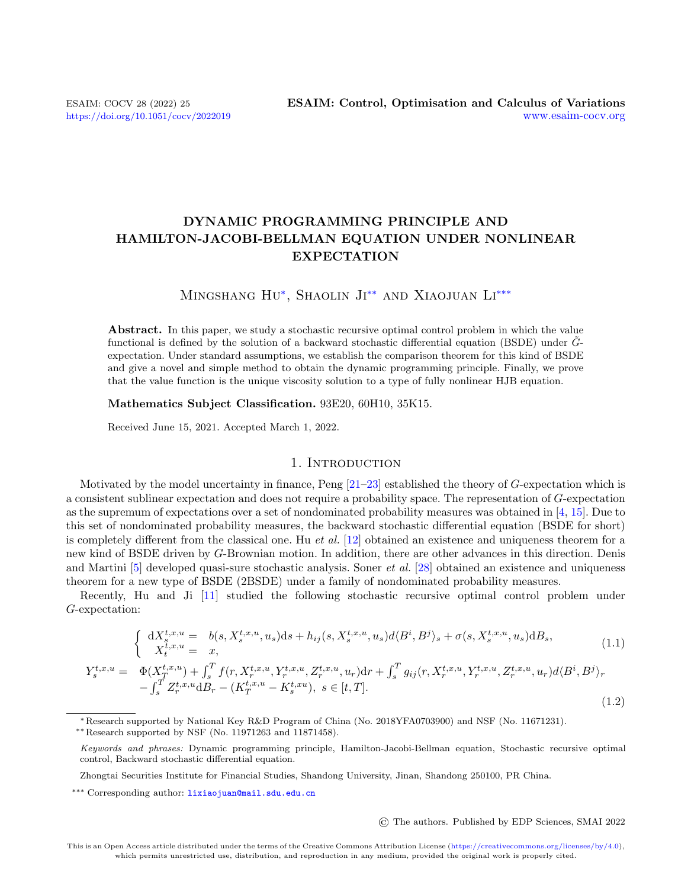# Dynamic Programming Principle and Hamilton-Jacobi-Bellman Equation under Nonlinear Expectation

Mingshang Hu*, Shaolin Ji** and Xiaojuan Li***

**Abstract.** In this paper, we study a stochastic recursive optimal control problem in which the value functional is defined by the solution of a backward stochastic differential equation (BSDE) under $\tilde{G}$-expectation. Under standard assumptions, we establish the comparison theorem for this kind of BSDE and give a novel and simple method to obtain the dynamic programming principle. Finally, we prove that the value function is the unique viscosity solution to a type of fully nonlinear HJB equation.

**Mathematics Subject Classification.** 93E20, 60H10, 35K15.

Received June 15, 2021. Accepted March 1, 2022.

## 1. Introduction

Motivated by the model uncertainty in finance, Peng [21–23] established the theory of $G$-expectation which is a consistent sublinear expectation and does not require a probability space. The representation of $G$-expectation as the supremum of expectations over a set of nondominated probability measures was obtained in [4, 15]. Due to this set of nondominated probability measures, the backward stochastic differential equation (BSDE for short) is completely different from the classical one. Hu *et al.* [12] obtained an existence and uniqueness theorem for a new kind of BSDE driven by $G$-Brownian motion. In addition, there are other advances in this direction. Denis and Martini [5] developed quasi-sure stochastic analysis. Soner *et al.* [28] obtained an existence and uniqueness theorem for a new type of BSDE (2BSDE) under a family of nondominated probability measures.

Recently, Hu and Ji [11] studied the following stochastic recursive optimal control problem under $G$-expectation:

$$\begin{cases} \mathrm{d}X_s^{t,x,u} = & b(s, X_s^{t,x,u}, u_s)\mathrm{d}s + h_{ij}(s, X_s^{t,x,u}, u_s)d\langle B^i, B^j\rangle_s + \sigma(s, X_s^{t,x,u}, u_s)\mathrm{d}B_s, \\ X_t^{t,x,u} = & x, \end{cases} \tag{1.1}$$

$$\begin{aligned} Y_s^{t,x,u} = \; & \Phi(X_T^{t,x,u}) + \int_s^T f(r, X_r^{t,x,u}, Y_r^{t,x,u}, Z_r^{t,x,u}, u_r)\mathrm{d}r + \int_s^T g_{ij}(r, X_r^{t,x,u}, Y_r^{t,x,u}, Z_r^{t,x,u}, u_r)d\langle B^i, B^j\rangle_r \\ & - \int_s^T Z_r^{t,x,u}\mathrm{d}B_r - (K_T^{t,x,u} - K_s^{t,xu}),\; s \in [t, T]. \end{aligned} \tag{1.2}$$

---

\* Research supported by National Key R&D Program of China (No. 2018YFA0703900) and NSF (No. 11671231).

\*\* Research supported by NSF (No. 11971263 and 11871458).

*Keywords and phrases:* Dynamic programming principle, Hamilton-Jacobi-Bellman equation, Stochastic recursive optimal control, Backward stochastic differential equation.

Zhongtai Securities Institute for Financial Studies, Shandong University, Jinan, Shandong 250100, PR China.

\*\*\* Corresponding author: lixiaojuan@mail.sdu.edu.cn

© The authors. Published by EDP Sciences, SMAI 2022

This is an Open Access article distributed under the terms of the Creative Commons Attribution License (https://creativecommons.org/licenses/by/4.0), which permits unrestricted use, distribution, and reproduction in any medium, provided the original work is properly cited.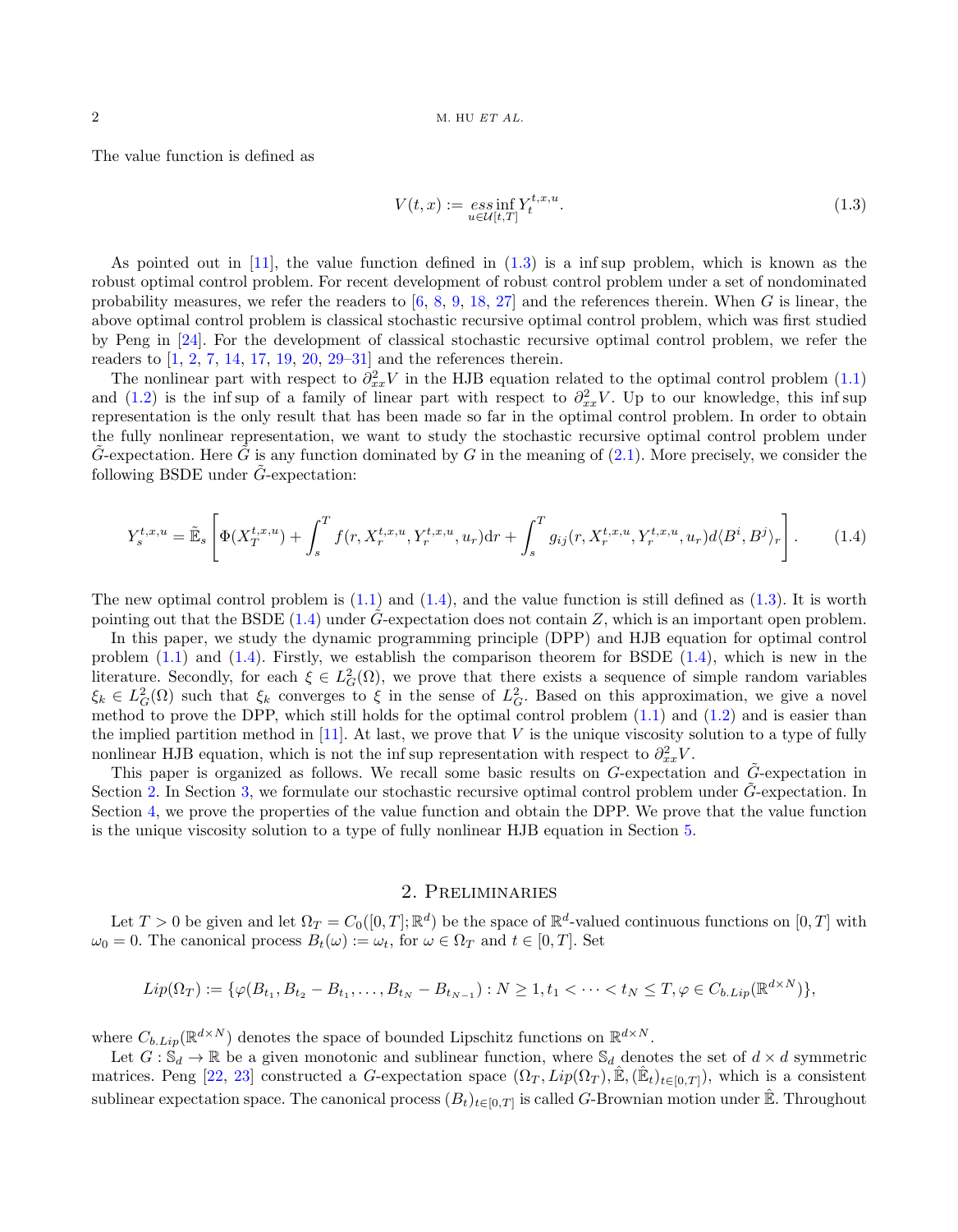The value function is defined as

$$V(t,x) := \underset{u\in\mathcal{U}[t,T]}{ess\inf} Y_t^{t,x,u}. \tag{1.3}$$

As pointed out in [11], the value function defined in (1.3) is a inf sup problem, which is known as the robust optimal control problem. For recent development of robust control problem under a set of nondominated probability measures, we refer the readers to [6, 8, 9, 18, 27] and the references therein. When $G$ is linear, the above optimal control problem is classical stochastic recursive optimal control problem, which was first studied by Peng in [24]. For the development of classical stochastic recursive optimal control problem, we refer the readers to [1, 2, 7, 14, 17, 19, 20, 29–31] and the references therein.

The nonlinear part with respect to $\partial^2_{xx}V$ in the HJB equation related to the optimal control problem (1.1) and (1.2) is the inf sup of a family of linear part with respect to $\partial^2_{xx}V$. Up to our knowledge, this inf sup representation is the only result that has been made so far in the optimal control problem. In order to obtain the fully nonlinear representation, we want to study the stochastic recursive optimal control problem under $\tilde{G}$-expectation. Here $\tilde{G}$ is any function dominated by $G$ in the meaning of (2.1). More precisely, we consider the following BSDE under $\tilde{G}$-expectation:

$$Y_s^{t,x,u} = \tilde{\mathbb{E}}_s\left[\Phi(X_T^{t,x,u}) + \int_s^T f(r, X_r^{t,x,u}, Y_r^{t,x,u}, u_r)\mathrm{d}r + \int_s^T g_{ij}(r, X_r^{t,x,u}, Y_r^{t,x,u}, u_r) d\langle B^i, B^j\rangle_r\right]. \tag{1.4}$$

The new optimal control problem is (1.1) and (1.4), and the value function is still defined as (1.3). It is worth pointing out that the BSDE (1.4) under $\tilde{G}$-expectation does not contain $Z$, which is an important open problem.

In this paper, we study the dynamic programming principle (DPP) and HJB equation for optimal control problem (1.1) and (1.4). Firstly, we establish the comparison theorem for BSDE (1.4), which is new in the literature. Secondly, for each $\xi \in L^2_G(\Omega)$, we prove that there exists a sequence of simple random variables $\xi_k \in L^2_G(\Omega)$ such that $\xi_k$ converges to $\xi$ in the sense of $L^2_G$. Based on this approximation, we give a novel method to prove the DPP, which still holds for the optimal control problem (1.1) and (1.2) and is easier than the implied partition method in [11]. At last, we prove that $V$ is the unique viscosity solution to a type of fully nonlinear HJB equation, which is not the inf sup representation with respect to $\partial^2_{xx}V$.

This paper is organized as follows. We recall some basic results on $G$-expectation and $\tilde{G}$-expectation in Section 2. In Section 3, we formulate our stochastic recursive optimal control problem under $\tilde{G}$-expectation. In Section 4, we prove the properties of the value function and obtain the DPP. We prove that the value function is the unique viscosity solution to a type of fully nonlinear HJB equation in Section 5.

## 2. Preliminaries

Let $T > 0$ be given and let $\Omega_T = C_0([0,T];\mathbb{R}^d)$ be the space of $\mathbb{R}^d$-valued continuous functions on $[0,T]$ with $\omega_0 = 0$. The canonical process $B_t(\omega) := \omega_t$, for $\omega \in \Omega_T$ and $t \in [0,T]$. Set

$$Lip(\Omega_T) := \{\varphi(B_{t_1}, B_{t_2} - B_{t_1}, \ldots, B_{t_N} - B_{t_{N-1}}) : N \geq 1, t_1 < \cdots < t_N \leq T, \varphi \in C_{b.Lip}(\mathbb{R}^{d\times N})\},$$

where $C_{b.Lip}(\mathbb{R}^{d\times N})$ denotes the space of bounded Lipschitz functions on $\mathbb{R}^{d\times N}$.

Let $G : \mathbb{S}_d \to \mathbb{R}$ be a given monotonic and sublinear function, where $\mathbb{S}_d$ denotes the set of $d \times d$ symmetric matrices. Peng [22, 23] constructed a $G$-expectation space $(\Omega_T, Lip(\Omega_T), \hat{\mathbb{E}}, (\hat{\mathbb{E}}_t)_{t\in[0,T]})$, which is a consistent sublinear expectation space. The canonical process $(B_t)_{t\in[0,T]}$ is called $G$-Brownian motion under $\hat{\mathbb{E}}$. Throughout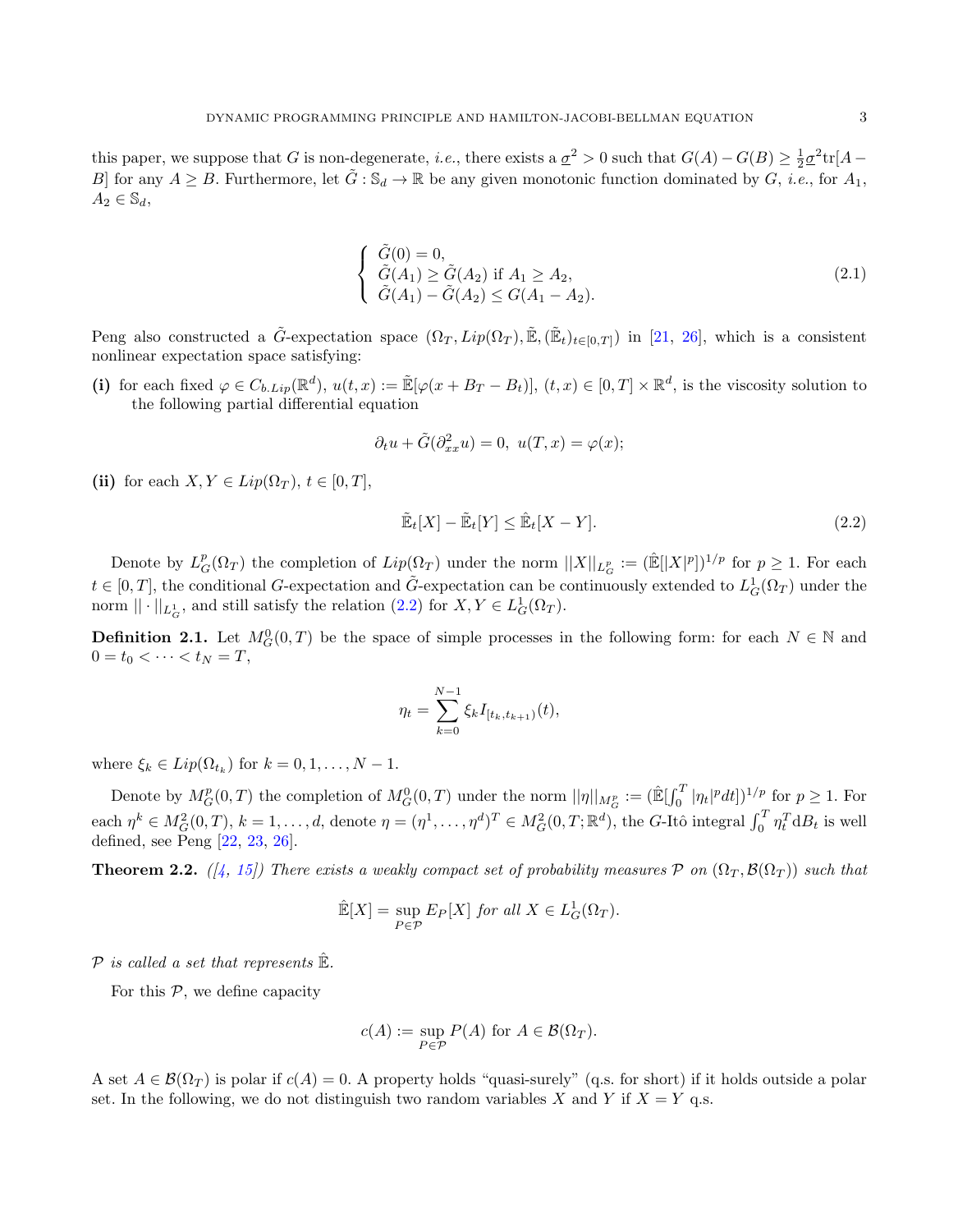this paper, we suppose that $G$ is non-degenerate, *i.e.*, there exists a $\underline{\sigma}^2 > 0$ such that $G(A) - G(B) \geq \frac{1}{2}\underline{\sigma}^2 \mathrm{tr}[A - B]$ for any $A \geq B$. Furthermore, let $\tilde{G} : \mathbb{S}_d \to \mathbb{R}$ be any given monotonic function dominated by $G$, *i.e.*, for $A_1$, $A_2 \in \mathbb{S}_d$,

$$
\begin{cases}
\tilde{G}(0) = 0, \\
\tilde{G}(A_1) \geq \tilde{G}(A_2) \text{ if } A_1 \geq A_2, \\
\tilde{G}(A_1) - \tilde{G}(A_2) \leq G(A_1 - A_2).
\end{cases}
\tag{2.1}
$$

Peng also constructed a $\tilde{G}$-expectation space $(\Omega_T, Lip(\Omega_T), \tilde{\mathbb{E}}, (\tilde{\mathbb{E}}_t)_{t\in[0,T]})$ in [21, 26], which is a consistent nonlinear expectation space satisfying:

**(i)** for each fixed $\varphi \in C_{b.Lip}(\mathbb{R}^d)$, $u(t,x) := \tilde{\mathbb{E}}[\varphi(x + B_T - B_t)]$, $(t,x) \in [0,T] \times \mathbb{R}^d$, is the viscosity solution to the following partial differential equation

$$
\partial_t u + \tilde{G}(\partial^2_{xx} u) = 0, \ u(T,x) = \varphi(x);
$$

**(ii)** for each $X, Y \in Lip(\Omega_T)$, $t \in [0,T]$,

$$
\tilde{\mathbb{E}}_t[X] - \tilde{\mathbb{E}}_t[Y] \leq \hat{\mathbb{E}}_t[X - Y].
\tag{2.2}
$$

Denote by $L^p_G(\Omega_T)$ the completion of $Lip(\Omega_T)$ under the norm $||X||_{L^p_G} := (\hat{\mathbb{E}}[|X|^p])^{1/p}$ for $p \geq 1$. For each $t \in [0,T]$, the conditional $G$-expectation and $\tilde{G}$-expectation can be continuously extended to $L^1_G(\Omega_T)$ under the norm $|| \cdot ||_{L^1_G}$, and still satisfy the relation (2.2) for $X, Y \in L^1_G(\Omega_T)$.

**Definition 2.1.** Let $M^0_G(0,T)$ be the space of simple processes in the following form: for each $N \in \mathbb{N}$ and $0 = t_0 < \cdots < t_N = T$,

$$
\eta_t = \sum_{k=0}^{N-1} \xi_k I_{[t_k, t_{k+1})}(t),
$$

where $\xi_k \in Lip(\Omega_{t_k})$ for $k = 0, 1, \ldots, N-1$.

Denote by $M^p_G(0,T)$ the completion of $M^0_G(0,T)$ under the norm $||\eta||_{M^p_G} := (\hat{\mathbb{E}}[\int_0^T |\eta_t|^p dt])^{1/p}$ for $p \geq 1$. For each $\eta^k \in M^2_G(0,T)$, $k = 1, \ldots, d$, denote $\eta = (\eta^1, \ldots, \eta^d)^T \in M^2_G(0,T;\mathbb{R}^d)$, the $G$-Itô integral $\int_0^T \eta_t^T \mathrm{d}B_t$ is well defined, see Peng [22, 23, 26].

**Theorem 2.2.** *([4, 15]) There exists a weakly compact set of probability measures $\mathcal{P}$ on $(\Omega_T, \mathcal{B}(\Omega_T))$ such that*

$$
\hat{\mathbb{E}}[X] = \sup_{P \in \mathcal{P}} E_P[X] \text{ for all } X \in L^1_G(\Omega_T).
$$

*$\mathcal{P}$ is called a set that represents $\hat{\mathbb{E}}$.*

For this $\mathcal{P}$, we define capacity

$$
c(A) := \sup_{P \in \mathcal{P}} P(A) \text{ for } A \in \mathcal{B}(\Omega_T).
$$

A set $A \in \mathcal{B}(\Omega_T)$ is polar if $c(A) = 0$. A property holds "quasi-surely" (q.s. for short) if it holds outside a polar set. In the following, we do not distinguish two random variables $X$ and $Y$ if $X = Y$ q.s.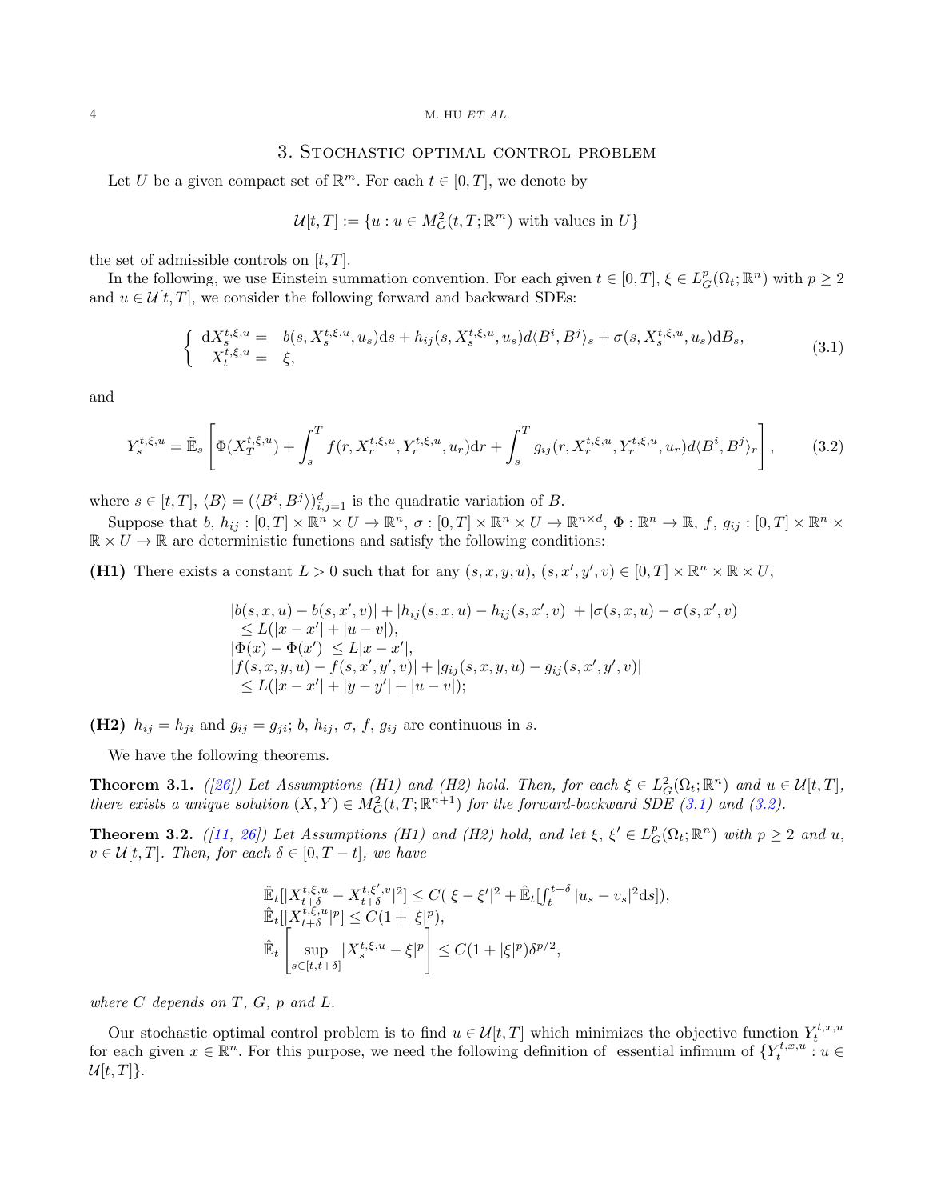## 3. Stochastic optimal control problem

Let $U$ be a given compact set of $\mathbb{R}^m$. For each $t \in [0,T]$, we denote by

$$\mathcal{U}[t,T] := \{u : u \in M_G^2(t,T;\mathbb{R}^m) \text{ with values in } U\}$$

the set of admissible controls on $[t,T]$.

In the following, we use Einstein summation convention. For each given $t \in [0,T]$, $\xi \in L_G^p(\Omega_t;\mathbb{R}^n)$ with $p \geq 2$ and $u \in \mathcal{U}[t,T]$, we consider the following forward and backward SDEs:

$$\left\{ \begin{array}{rl} \mathrm{d}X_s^{t,\xi,u} = & b(s, X_s^{t,\xi,u}, u_s)\mathrm{d}s + h_{ij}(s, X_s^{t,\xi,u}, u_s)d\langle B^i, B^j\rangle_s + \sigma(s, X_s^{t,\xi,u}, u_s)\mathrm{d}B_s, \\ X_t^{t,\xi,u} = & \xi, \end{array} \right. \tag{3.1}$$

and

$$Y_s^{t,\xi,u} = \tilde{\mathbb{E}}_s\left[\Phi(X_T^{t,\xi,u}) + \int_s^T f(r, X_r^{t,\xi,u}, Y_r^{t,\xi,u}, u_r)\mathrm{d}r + \int_s^T g_{ij}(r, X_r^{t,\xi,u}, Y_r^{t,\xi,u}, u_r)d\langle B^i, B^j\rangle_r\right], \tag{3.2}$$

where $s \in [t,T]$, $\langle B\rangle = (\langle B^i, B^j\rangle)_{i,j=1}^d$ is the quadratic variation of $B$.

Suppose that $b$, $h_{ij} : [0,T] \times \mathbb{R}^n \times U \to \mathbb{R}^n$, $\sigma : [0,T] \times \mathbb{R}^n \times U \to \mathbb{R}^{n\times d}$, $\Phi : \mathbb{R}^n \to \mathbb{R}$, $f$, $g_{ij} : [0,T] \times \mathbb{R}^n \times \mathbb{R} \times U \to \mathbb{R}$ are deterministic functions and satisfy the following conditions:

**(H1)** There exists a constant $L > 0$ such that for any $(s,x,y,u)$, $(s,x',y',v) \in [0,T] \times \mathbb{R}^n \times \mathbb{R} \times U$,

$$\begin{aligned} &|b(s,x,u) - b(s,x',v)| + |h_{ij}(s,x,u) - h_{ij}(s,x',v)| + |\sigma(s,x,u) - \sigma(s,x',v)| \\ &\quad \leq L(|x-x'| + |u-v|), \\ &|\Phi(x) - \Phi(x')| \leq L|x-x'|, \\ &|f(s,x,y,u) - f(s,x',y',v)| + |g_{ij}(s,x,y,u) - g_{ij}(s,x',y',v)| \\ &\quad \leq L(|x-x'| + |y-y'| + |u-v|); \end{aligned}$$

**(H2)** $h_{ij} = h_{ji}$ and $g_{ij} = g_{ji}$; $b$, $h_{ij}$, $\sigma$, $f$, $g_{ij}$ are continuous in $s$.

We have the following theorems.

**Theorem 3.1.** *([26]) Let Assumptions (H1) and (H2) hold. Then, for each $\xi \in L_G^2(\Omega_t;\mathbb{R}^n)$ and $u \in \mathcal{U}[t,T]$, there exists a unique solution $(X,Y) \in M_G^2(t,T;\mathbb{R}^{n+1})$ for the forward-backward SDE (3.1) and (3.2).*

**Theorem 3.2.** *([11, 26]) Let Assumptions (H1) and (H2) hold, and let $\xi$, $\xi' \in L_G^p(\Omega_t;\mathbb{R}^n)$ with $p \geq 2$ and $u$, $v \in \mathcal{U}[t,T]$. Then, for each $\delta \in [0, T-t]$, we have*

$$\begin{aligned} &\hat{\mathbb{E}}_t[|X_{t+\delta}^{t,\xi,u} - X_{t+\delta}^{t,\xi',v}|^2] \leq C(|\xi - \xi'|^2 + \hat{\mathbb{E}}_t[\textstyle\int_t^{t+\delta} |u_s - v_s|^2 \mathrm{d}s]), \\ &\hat{\mathbb{E}}_t[|X_{t+\delta}^{t,\xi,u}|^p] \leq C(1 + |\xi|^p), \\ &\hat{\mathbb{E}}_t\left[\sup_{s\in[t,t+\delta]} |X_s^{t,\xi,u} - \xi|^p\right] \leq C(1 + |\xi|^p)\delta^{p/2}, \end{aligned}$$

*where $C$ depends on $T$, $G$, $p$ and $L$.*

Our stochastic optimal control problem is to find $u \in \mathcal{U}[t,T]$ which minimizes the objective function $Y_t^{t,x,u}$ for each given $x \in \mathbb{R}^n$. For this purpose, we need the following definition of essential infimum of $\{Y_t^{t,x,u} : u \in \mathcal{U}[t,T]\}$.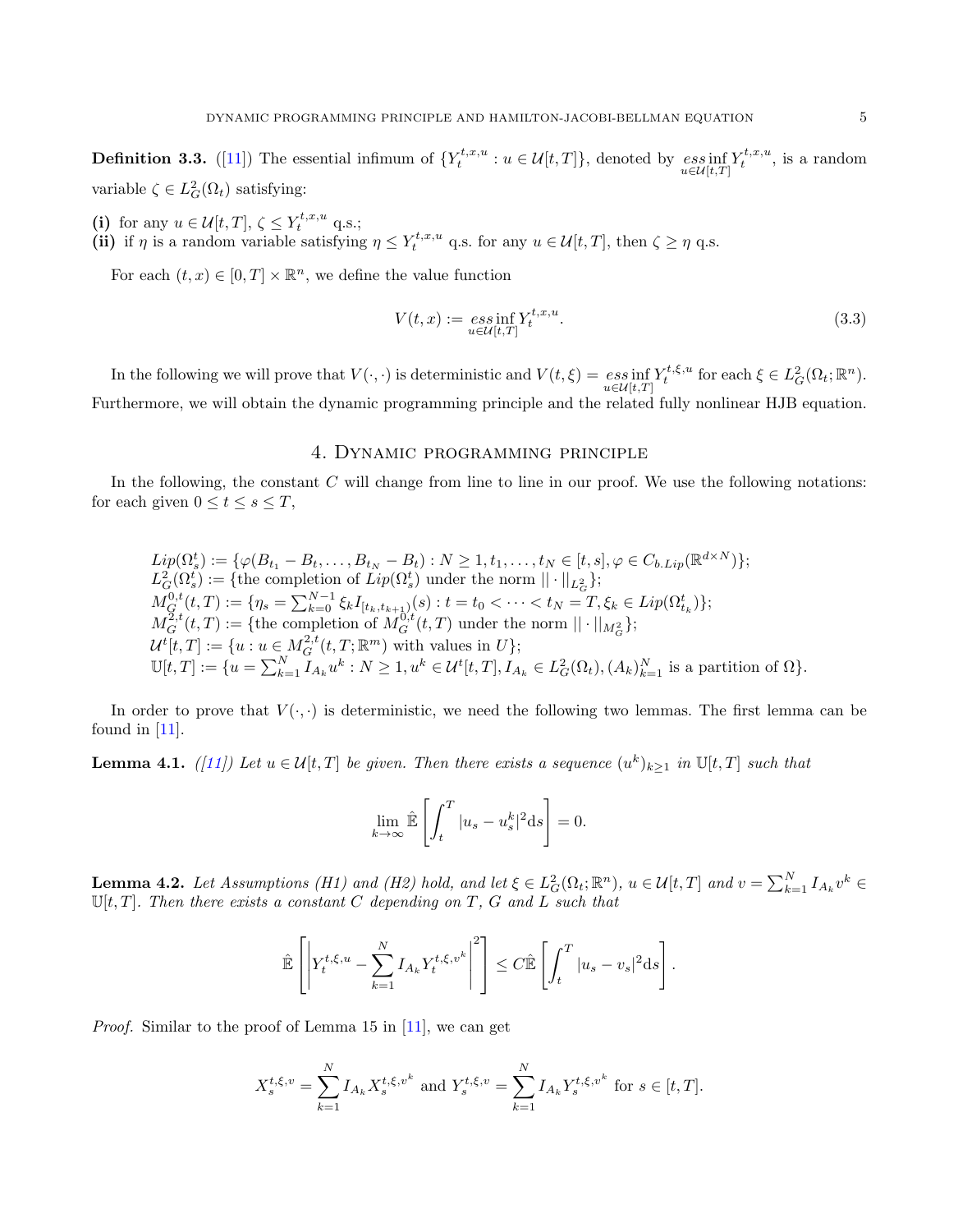**Definition 3.3.** ([11]) The essential infimum of $\{Y_t^{t,x,u} : u \in \mathcal{U}[t,T]\}$, denoted by $\underset{u\in\mathcal{U}[t,T]}{ess\inf} Y_t^{t,x,u}$, is a random variable $\zeta \in L_G^2(\Omega_t)$ satisfying:

**(i)** for any $u \in \mathcal{U}[t,T]$, $\zeta \leq Y_t^{t,x,u}$ q.s.;

**(ii)** if $\eta$ is a random variable satisfying $\eta \leq Y_t^{t,x,u}$ q.s. for any $u \in \mathcal{U}[t,T]$, then $\zeta \geq \eta$ q.s.

For each $(t,x) \in [0,T] \times \mathbb{R}^n$, we define the value function

$$V(t,x) := \underset{u\in\mathcal{U}[t,T]}{ess\inf} Y_t^{t,x,u}. \tag{3.3}$$

In the following we will prove that $V(\cdot,\cdot)$ is deterministic and $V(t,\xi) = \underset{u\in\mathcal{U}[t,T]}{ess\inf} Y_t^{t,\xi,u}$ for each $\xi \in L_G^2(\Omega_t;\mathbb{R}^n)$. Furthermore, we will obtain the dynamic programming principle and the related fully nonlinear HJB equation.

## 4. Dynamic programming principle

In the following, the constant $C$ will change from line to line in our proof. We use the following notations: for each given $0 \leq t \leq s \leq T$,

$$
\begin{aligned}
&Lip(\Omega_s^t) := \{\varphi(B_{t_1} - B_t, \ldots, B_{t_N} - B_t) : N \geq 1, t_1, \ldots, t_N \in [t,s], \varphi \in C_{b.Lip}(\mathbb{R}^{d\times N})\};\\
&L_G^2(\Omega_s^t) := \{\text{the completion of } Lip(\Omega_s^t) \text{ under the norm } ||\cdot||_{L_G^2}\};\\
&M_G^{0,t}(t,T) := \{\eta_s = \textstyle\sum_{k=0}^{N-1} \xi_k I_{[t_k,t_{k+1})}(s) : t = t_0 < \cdots < t_N = T, \xi_k \in Lip(\Omega_{t_k}^t)\};\\
&M_G^{2,t}(t,T) := \{\text{the completion of } M_G^{0,t}(t,T) \text{ under the norm } ||\cdot||_{M_G^2}\};\\
&\mathcal{U}^t[t,T] := \{u : u \in M_G^{2,t}(t,T;\mathbb{R}^m) \text{ with values in } U\};\\
&\mathbb{U}[t,T] := \{u = \textstyle\sum_{k=1}^N I_{A_k} u^k : N \geq 1, u^k \in \mathcal{U}^t[t,T], I_{A_k} \in L_G^2(\Omega_t), (A_k)_{k=1}^N \text{ is a partition of } \Omega\}.
\end{aligned}
$$

In order to prove that $V(\cdot,\cdot)$ is deterministic, we need the following two lemmas. The first lemma can be found in [11].

**Lemma 4.1.** *([11]) Let $u \in \mathcal{U}[t,T]$ be given. Then there exists a sequence $(u^k)_{k\geq 1}$ in $\mathbb{U}[t,T]$ such that*

$$\lim_{k\to\infty} \hat{\mathbb{E}}\left[\int_t^T |u_s - u_s^k|^2 \mathrm{d}s\right] = 0.$$

**Lemma 4.2.** *Let Assumptions (H1) and (H2) hold, and let $\xi \in L_G^2(\Omega_t;\mathbb{R}^n)$, $u \in \mathcal{U}[t,T]$ and $v = \sum_{k=1}^N I_{A_k} v^k \in \mathbb{U}[t,T]$. Then there exists a constant $C$ depending on $T$, $G$ and $L$ such that*

$$\hat{\mathbb{E}}\left[\left|Y_t^{t,\xi,u} - \sum_{k=1}^N I_{A_k} Y_t^{t,\xi,v^k}\right|^2\right] \leq C\hat{\mathbb{E}}\left[\int_t^T |u_s - v_s|^2 \mathrm{d}s\right].$$

*Proof.* Similar to the proof of Lemma 15 in [11], we can get

$$X_s^{t,\xi,v} = \sum_{k=1}^N I_{A_k} X_s^{t,\xi,v^k} \text{ and } Y_s^{t,\xi,v} = \sum_{k=1}^N I_{A_k} Y_s^{t,\xi,v^k} \text{ for } s \in [t,T].$$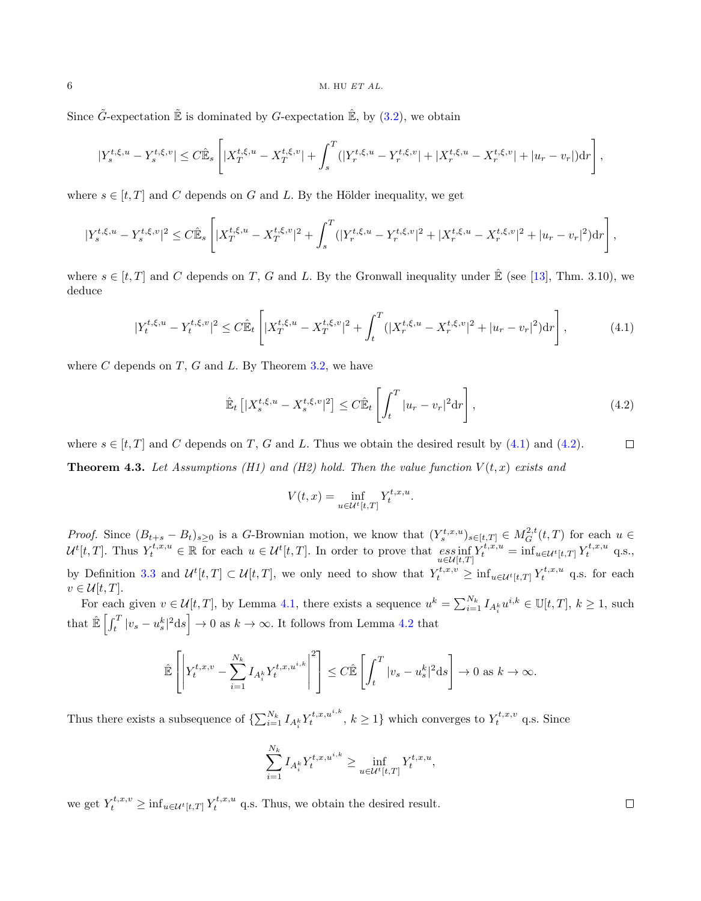Since $\tilde{G}$-expectation $\tilde{\mathbb{E}}$ is dominated by $G$-expectation $\hat{\mathbb{E}}$, by (3.2), we obtain

$$|Y_s^{t,\xi,u} - Y_s^{t,\xi,v}| \le C\hat{\mathbb{E}}_s\left[|X_T^{t,\xi,u} - X_T^{t,\xi,v}| + \int_s^T (|Y_r^{t,\xi,u} - Y_r^{t,\xi,v}| + |X_r^{t,\xi,u} - X_r^{t,\xi,v}| + |u_r - v_r|)\mathrm{d}r\right],$$

where $s \in [t,T]$ and $C$ depends on $G$ and $L$. By the Hölder inequality, we get

$$|Y_s^{t,\xi,u} - Y_s^{t,\xi,v}|^2 \le C\hat{\mathbb{E}}_s\left[|X_T^{t,\xi,u} - X_T^{t,\xi,v}|^2 + \int_s^T (|Y_r^{t,\xi,u} - Y_r^{t,\xi,v}|^2 + |X_r^{t,\xi,u} - X_r^{t,\xi,v}|^2 + |u_r - v_r|^2)\mathrm{d}r\right],$$

where $s \in [t,T]$ and $C$ depends on $T$, $G$ and $L$. By the Gronwall inequality under $\hat{\mathbb{E}}$ (see [13], Thm. 3.10), we deduce

$$|Y_t^{t,\xi,u} - Y_t^{t,\xi,v}|^2 \le C\hat{\mathbb{E}}_t\left[|X_T^{t,\xi,u} - X_T^{t,\xi,v}|^2 + \int_t^T (|X_r^{t,\xi,u} - X_r^{t,\xi,v}|^2 + |u_r - v_r|^2)\mathrm{d}r\right], \tag{4.1}$$

where $C$ depends on $T$, $G$ and $L$. By Theorem 3.2, we have

$$\hat{\mathbb{E}}_t\left[|X_s^{t,\xi,u} - X_s^{t,\xi,v}|^2\right] \le C\hat{\mathbb{E}}_t\left[\int_t^T |u_r - v_r|^2\mathrm{d}r\right], \tag{4.2}$$

where $s \in [t,T]$ and $C$ depends on $T$, $G$ and $L$. Thus we obtain the desired result by (4.1) and (4.2). $\square$

**Theorem 4.3.** *Let Assumptions (H1) and (H2) hold. Then the value function $V(t,x)$ exists and*

$$V(t,x) = \inf_{u\in\mathcal{U}^t[t,T]} Y_t^{t,x,u}.$$

*Proof.* Since $(B_{t+s} - B_t)_{s\ge 0}$ is a $G$-Brownian motion, we know that $(Y_s^{t,x,u})_{s\in[t,T]} \in M_G^{2,t}(t,T)$ for each $u \in \mathcal{U}^t[t,T]$. Thus $Y_t^{t,x,u} \in \mathbb{R}$ for each $u \in \mathcal{U}^t[t,T]$. In order to prove that $\underset{u\in\mathcal{U}[t,T]}{ess\inf}\, Y_t^{t,x,u} = \inf_{u\in\mathcal{U}^t[t,T]} Y_t^{t,x,u}$ q.s., by Definition 3.3 and $\mathcal{U}^t[t,T] \subset \mathcal{U}[t,T]$, we only need to show that $Y_t^{t,x,v} \ge \inf_{u\in\mathcal{U}^t[t,T]} Y_t^{t,x,u}$ q.s. for each $v \in \mathcal{U}[t,T]$.

For each given $v \in \mathcal{U}[t,T]$, by Lemma 4.1, there exists a sequence $u^k = \sum_{i=1}^{N_k} I_{A_i^k} u^{i,k} \in \mathbb{U}[t,T]$, $k \ge 1$, such that $\hat{\mathbb{E}}\left[\int_t^T |v_s - u_s^k|^2\mathrm{d}s\right] \to 0$ as $k \to \infty$. It follows from Lemma 4.2 that

$$\hat{\mathbb{E}}\left[\left|Y_t^{t,x,v} - \sum_{i=1}^{N_k} I_{A_i^k} Y_t^{t,x,u^{i,k}}\right|^2\right] \le C\hat{\mathbb{E}}\left[\int_t^T |v_s - u_s^k|^2\mathrm{d}s\right] \to 0 \text{ as } k \to \infty.$$

Thus there exists a subsequence of $\{\sum_{i=1}^{N_k} I_{A_i^k} Y_t^{t,x,u^{i,k}},\ k \ge 1\}$ which converges to $Y_t^{t,x,v}$ q.s. Since

$$\sum_{i=1}^{N_k} I_{A_i^k} Y_t^{t,x,u^{i,k}} \ge \inf_{u\in\mathcal{U}^t[t,T]} Y_t^{t,x,u},$$

we get $Y_t^{t,x,v} \ge \inf_{u\in\mathcal{U}^t[t,T]} Y_t^{t,x,u}$ q.s. Thus, we obtain the desired result. $\square$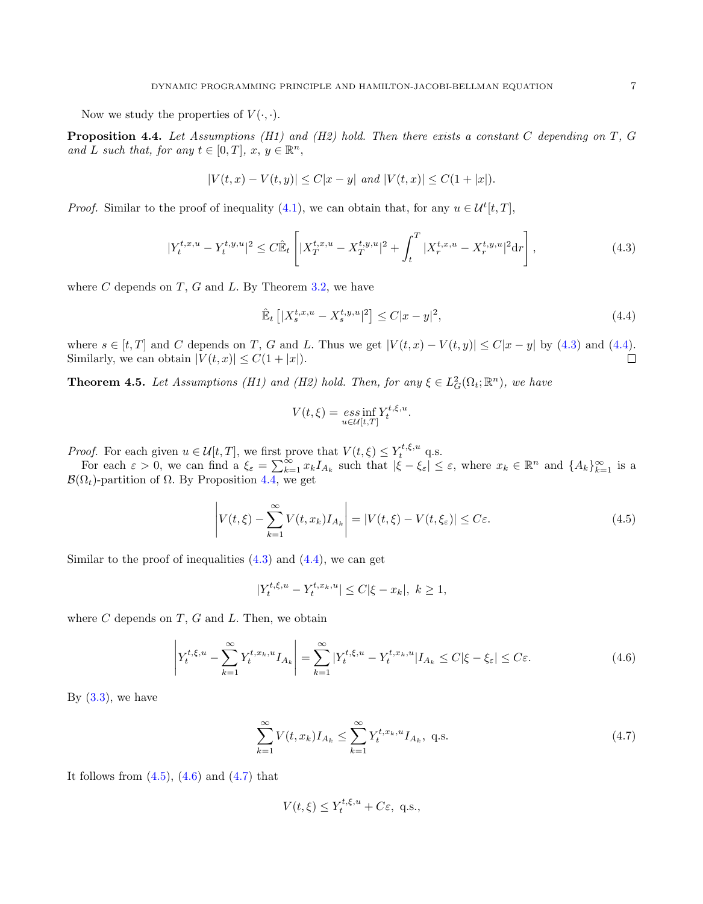Now we study the properties of $V(\cdot,\cdot)$.

**Proposition 4.4.** *Let Assumptions (H1) and (H2) hold. Then there exists a constant $C$ depending on $T$, $G$ and $L$ such that, for any $t\in[0,T]$, $x$, $y\in\mathbb{R}^n$,*

$$|V(t,x)-V(t,y)|\leq C|x-y| \text{ and } |V(t,x)|\leq C(1+|x|).$$

*Proof.* Similar to the proof of inequality (4.1), we can obtain that, for any $u\in\mathcal{U}^t[t,T]$,

$$|Y_t^{t,x,u}-Y_t^{t,y,u}|^2\leq C\hat{\mathbb{E}}_t\left[|X_T^{t,x,u}-X_T^{t,y,u}|^2+\int_t^T|X_r^{t,x,u}-X_r^{t,y,u}|^2\mathrm{d}r\right], \tag{4.3}$$

where $C$ depends on $T$, $G$ and $L$. By Theorem 3.2, we have

$$\hat{\mathbb{E}}_t\left[|X_s^{t,x,u}-X_s^{t,y,u}|^2\right]\leq C|x-y|^2, \tag{4.4}$$

where $s\in[t,T]$ and $C$ depends on $T$, $G$ and $L$. Thus we get $|V(t,x)-V(t,y)|\leq C|x-y|$ by (4.3) and (4.4). Similarly, we can obtain $|V(t,x)|\leq C(1+|x|)$. □

**Theorem 4.5.** *Let Assumptions (H1) and (H2) hold. Then, for any $\xi\in L_G^2(\Omega_t;\mathbb{R}^n)$, we have*

$$V(t,\xi)=\underset{u\in\mathcal{U}[t,T]}{ess\inf}\,Y_t^{t,\xi,u}.$$

*Proof.* For each given $u\in\mathcal{U}[t,T]$, we first prove that $V(t,\xi)\leq Y_t^{t,\xi,u}$ q.s.

For each $\varepsilon>0$, we can find a $\xi_\varepsilon=\sum_{k=1}^\infty x_kI_{A_k}$ such that $|\xi-\xi_\varepsilon|\leq\varepsilon$, where $x_k\in\mathbb{R}^n$ and $\{A_k\}_{k=1}^\infty$ is a $\mathcal{B}(\Omega_t)$-partition of $\Omega$. By Proposition 4.4, we get

$$\left|V(t,\xi)-\sum_{k=1}^\infty V(t,x_k)I_{A_k}\right|=|V(t,\xi)-V(t,\xi_\varepsilon)|\leq C\varepsilon. \tag{4.5}$$

Similar to the proof of inequalities (4.3) and (4.4), we can get

$$|Y_t^{t,\xi,u}-Y_t^{t,x_k,u}|\leq C|\xi-x_k|,\ k\geq 1,$$

where $C$ depends on $T$, $G$ and $L$. Then, we obtain

$$\left|Y_t^{t,\xi,u}-\sum_{k=1}^\infty Y_t^{t,x_k,u}I_{A_k}\right|=\sum_{k=1}^\infty|Y_t^{t,\xi,u}-Y_t^{t,x_k,u}|I_{A_k}\leq C|\xi-\xi_\varepsilon|\leq C\varepsilon. \tag{4.6}$$

By (3.3), we have

$$\sum_{k=1}^\infty V(t,x_k)I_{A_k}\leq\sum_{k=1}^\infty Y_t^{t,x_k,u}I_{A_k},\ \text{q.s.} \tag{4.7}$$

It follows from (4.5), (4.6) and (4.7) that

$$V(t,\xi)\leq Y_t^{t,\xi,u}+C\varepsilon,\ \text{q.s.},$$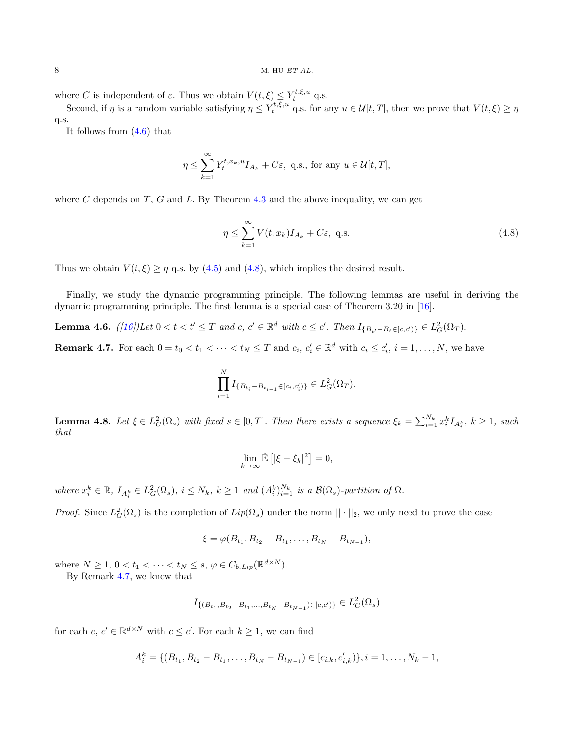where $C$ is independent of $\varepsilon$. Thus we obtain $V(t,\xi) \leq Y_t^{t,\xi,u}$ q.s.

Second, if $\eta$ is a random variable satisfying $\eta \leq Y_t^{t,\xi,u}$ q.s. for any $u \in \mathcal{U}[t,T]$, then we prove that $V(t,\xi) \geq \eta$ q.s.

It follows from (4.6) that

$$\eta \leq \sum_{k=1}^{\infty} Y_t^{t,x_k,u} I_{A_k} + C\varepsilon, \text{ q.s., for any } u \in \mathcal{U}[t,T],$$

where $C$ depends on $T$, $G$ and $L$. By Theorem 4.3 and the above inequality, we can get

$$\eta \leq \sum_{k=1}^{\infty} V(t,x_k) I_{A_k} + C\varepsilon, \text{ q.s.} \tag{4.8}$$

Thus we obtain $V(t,\xi) \geq \eta$ q.s. by (4.5) and (4.8), which implies the desired result. $\square$

Finally, we study the dynamic programming principle. The following lemmas are useful in deriving the dynamic programming principle. The first lemma is a special case of Theorem 3.20 in [16].

**Lemma 4.6.** *([16])Let $0 < t < t' \leq T$ and $c$, $c' \in \mathbb{R}^d$ with $c \leq c'$. Then $I_{\{B_{t'} - B_t \in [c,c')\}} \in L_G^2(\Omega_T)$.*

**Remark 4.7.** For each $0 = t_0 < t_1 < \cdots < t_N \leq T$ and $c_i$, $c_i' \in \mathbb{R}^d$ with $c_i \leq c_i'$, $i = 1, \ldots, N$, we have

$$\prod_{i=1}^{N} I_{\{B_{t_i} - B_{t_{i-1}} \in [c_i, c_i')\}} \in L_G^2(\Omega_T).$$

**Lemma 4.8.** *Let $\xi \in L_G^2(\Omega_s)$ with fixed $s \in [0,T]$. Then there exists a sequence $\xi_k = \sum_{i=1}^{N_k} x_i^k I_{A_i^k}$, $k \geq 1$, such that*

$$\lim_{k \to \infty} \hat{\mathbb{E}}\left[|\xi - \xi_k|^2\right] = 0,$$

*where $x_i^k \in \mathbb{R}$, $I_{A_i^k} \in L_G^2(\Omega_s)$, $i \leq N_k$, $k \geq 1$ and $(A_i^k)_{i=1}^{N_k}$ is a $\mathcal{B}(\Omega_s)$-partition of $\Omega$.*

*Proof.* Since $L_G^2(\Omega_s)$ is the completion of $Lip(\Omega_s)$ under the norm $||\cdot||_2$, we only need to prove the case

$$\xi = \varphi(B_{t_1}, B_{t_2} - B_{t_1}, \ldots, B_{t_N} - B_{t_{N-1}}),$$

where $N \geq 1$, $0 < t_1 < \cdots < t_N \leq s$, $\varphi \in C_{b.Lip}(\mathbb{R}^{d \times N})$.

By Remark 4.7, we know that

$$I_{\{(B_{t_1}, B_{t_2} - B_{t_1}, \ldots, B_{t_N} - B_{t_{N-1}}) \in [c,c')\}} \in L_G^2(\Omega_s)$$

for each $c$, $c' \in \mathbb{R}^{d \times N}$ with $c \leq c'$. For each $k \geq 1$, we can find

$$A_i^k = \{(B_{t_1}, B_{t_2} - B_{t_1}, \ldots, B_{t_N} - B_{t_{N-1}}) \in [c_{i,k}, c_{i,k}')\}, i = 1, \ldots, N_k - 1,$$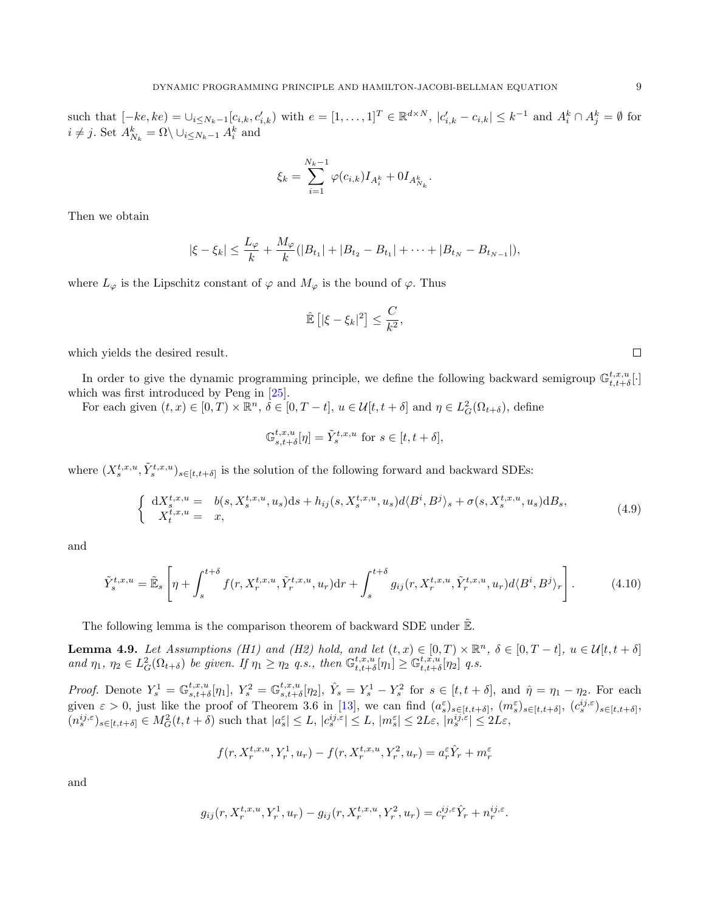such that $[-ke, ke) = \cup_{i\leq N_k-1}[c_{i,k}, c'_{i,k})$ with $e = [1, \ldots, 1]^T \in \mathbb{R}^{d\times N}$, $|c'_{i,k} - c_{i,k}| \leq k^{-1}$ and $A_i^k \cap A_j^k = \emptyset$ for $i \neq j$. Set $A_{N_k}^k = \Omega \setminus \cup_{i\leq N_k-1} A_i^k$ and

$$\xi_k = \sum_{i=1}^{N_k-1} \varphi(c_{i,k}) I_{A_i^k} + 0 I_{A_{N_k}^k}.$$

Then we obtain

$$|\xi - \xi_k| \leq \frac{L_\varphi}{k} + \frac{M_\varphi}{k}(|B_{t_1}| + |B_{t_2} - B_{t_1}| + \cdots + |B_{t_N} - B_{t_{N-1}}|),$$

where $L_\varphi$ is the Lipschitz constant of $\varphi$ and $M_\varphi$ is the bound of $\varphi$. Thus

$$\hat{\mathbb{E}}\left[|\xi - \xi_k|^2\right] \leq \frac{C}{k^2},$$

which yields the desired result. $\square$

In order to give the dynamic programming principle, we define the following backward semigroup $\mathbb{G}_{t,t+\delta}^{t,x,u}[\cdot]$ which was first introduced by Peng in [25].

For each given $(t,x) \in [0,T) \times \mathbb{R}^n$, $\delta \in [0, T-t]$, $u \in \mathcal{U}[t, t+\delta]$ and $\eta \in L_G^2(\Omega_{t+\delta})$, define

$$\mathbb{G}_{s,t+\delta}^{t,x,u}[\eta] = \tilde{Y}_s^{t,x,u} \text{ for } s \in [t, t+\delta],$$

where $(X_s^{t,x,u}, \tilde{Y}_s^{t,x,u})_{s\in[t,t+\delta]}$ is the solution of the following forward and backward SDEs:

$$\begin{cases} \mathrm{d}X_s^{t,x,u} = & b(s, X_s^{t,x,u}, u_s)\mathrm{d}s + h_{ij}(s, X_s^{t,x,u}, u_s)d\langle B^i, B^j\rangle_s + \sigma(s, X_s^{t,x,u}, u_s)\mathrm{d}B_s, \\ X_t^{t,x,u} = & x, \end{cases} \tag{4.9}$$

and

$$\tilde{Y}_s^{t,x,u} = \tilde{\mathbb{E}}_s\left[\eta + \int_s^{t+\delta} f(r, X_r^{t,x,u}, \tilde{Y}_r^{t,x,u}, u_r)\mathrm{d}r + \int_s^{t+\delta} g_{ij}(r, X_r^{t,x,u}, \tilde{Y}_r^{t,x,u}, u_r)d\langle B^i, B^j\rangle_r\right]. \tag{4.10}$$

The following lemma is the comparison theorem of backward SDE under $\tilde{\mathbb{E}}$.

**Lemma 4.9.** *Let Assumptions (H1) and (H2) hold, and let $(t,x) \in [0,T) \times \mathbb{R}^n$, $\delta \in [0, T-t]$, $u \in \mathcal{U}[t, t+\delta]$ and $\eta_1$, $\eta_2 \in L_G^2(\Omega_{t+\delta})$ be given. If $\eta_1 \geq \eta_2$ q.s., then $\mathbb{G}_{t,t+\delta}^{t,x,u}[\eta_1] \geq \mathbb{G}_{t,t+\delta}^{t,x,u}[\eta_2]$ q.s.*

*Proof.* Denote $Y_s^1 = \mathbb{G}_{s,t+\delta}^{t,x,u}[\eta_1]$, $Y_s^2 = \mathbb{G}_{s,t+\delta}^{t,x,u}[\eta_2]$, $\hat{Y}_s = Y_s^1 - Y_s^2$ for $s \in [t, t+\delta]$, and $\hat{\eta} = \eta_1 - \eta_2$. For each given $\varepsilon > 0$, just like the proof of Theorem 3.6 in [13], we can find $(a_s^\varepsilon)_{s\in[t,t+\delta]}$, $(m_s^\varepsilon)_{s\in[t,t+\delta]}$, $(c_s^{ij,\varepsilon})_{s\in[t,t+\delta]}$, $(n_s^{ij,\varepsilon})_{s\in[t,t+\delta]} \in M_G^2(t, t+\delta)$ such that $|a_s^\varepsilon| \leq L$, $|c_s^{ij,\varepsilon}| \leq L$, $|m_s^\varepsilon| \leq 2L\varepsilon$, $|n_s^{ij,\varepsilon}| \leq 2L\varepsilon$,

$$f(r, X_r^{t,x,u}, Y_r^1, u_r) - f(r, X_r^{t,x,u}, Y_r^2, u_r) = a_r^\varepsilon \hat{Y}_r + m_r^\varepsilon$$

and

$$g_{ij}(r, X_r^{t,x,u}, Y_r^1, u_r) - g_{ij}(r, X_r^{t,x,u}, Y_r^2, u_r) = c_r^{ij,\varepsilon}\hat{Y}_r + n_r^{ij,\varepsilon}.$$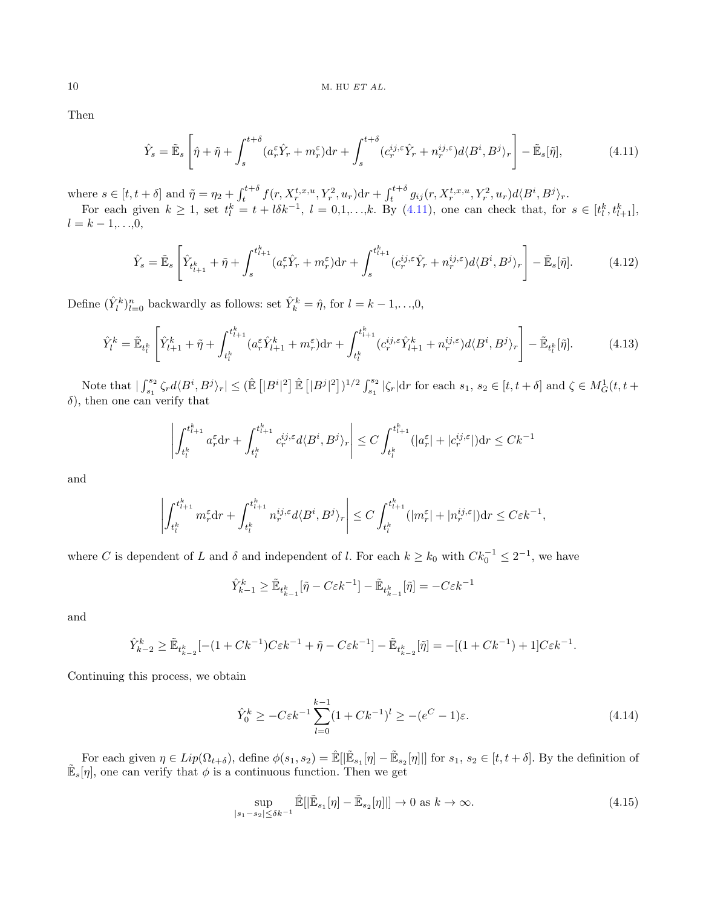Then

$$\hat{Y}_s = \tilde{\mathbb{E}}_s \left[ \hat{\eta} + \tilde{\eta} + \int_s^{t+\delta} (a_r^\varepsilon \hat{Y}_r + m_r^\varepsilon) \mathrm{d}r + \int_s^{t+\delta} (c_r^{ij,\varepsilon} \hat{Y}_r + n_r^{ij,\varepsilon}) d\langle B^i, B^j \rangle_r \right] - \tilde{\mathbb{E}}_s[\tilde{\eta}], \tag{4.11}$$

where $s \in [t, t+\delta]$ and $\tilde{\eta} = \eta_2 + \int_t^{t+\delta} f(r, X_r^{t,x,u}, Y_r^2, u_r)\mathrm{d}r + \int_t^{t+\delta} g_{ij}(r, X_r^{t,x,u}, Y_r^2, u_r) d\langle B^i, B^j \rangle_r$.

For each given $k \geq 1$, set $t_l^k = t + l\delta k^{-1}$, $l = 0,1,\ldots,k$. By (4.11), one can check that, for $s \in [t_l^k, t_{l+1}^k]$, $l = k-1,\ldots,0$,

$$\hat{Y}_s = \tilde{\mathbb{E}}_s \left[ \hat{Y}_{t_{l+1}^k} + \tilde{\eta} + \int_s^{t_{l+1}^k} (a_r^\varepsilon \hat{Y}_r + m_r^\varepsilon) \mathrm{d}r + \int_s^{t_{l+1}^k} (c_r^{ij,\varepsilon} \hat{Y}_r + n_r^{ij,\varepsilon}) d\langle B^i, B^j \rangle_r \right] - \tilde{\mathbb{E}}_s[\tilde{\eta}]. \tag{4.12}$$

Define $(\hat{Y}_l^k)_{l=0}^n$ backwardly as follows: set $\hat{Y}_k^k = \hat{\eta}$, for $l = k-1,\ldots,0$,

$$\hat{Y}_l^k = \tilde{\mathbb{E}}_{t_l^k} \left[ \hat{Y}_{l+1}^k + \tilde{\eta} + \int_{t_l^k}^{t_{l+1}^k} (a_r^\varepsilon \hat{Y}_{l+1}^k + m_r^\varepsilon) \mathrm{d}r + \int_{t_l^k}^{t_{l+1}^k} (c_r^{ij,\varepsilon} \hat{Y}_{l+1}^k + n_r^{ij,\varepsilon}) d\langle B^i, B^j \rangle_r \right] - \tilde{\mathbb{E}}_{t_l^k}[\tilde{\eta}]. \tag{4.13}$$

Note that $|\int_{s_1}^{s_2} \zeta_r d\langle B^i, B^j \rangle_r| \leq (\hat{\mathbb{E}}\left[|B^i|^2\right] \hat{\mathbb{E}}\left[|B^j|^2\right])^{1/2} \int_{s_1}^{s_2} |\zeta_r| \mathrm{d}r$ for each $s_1$, $s_2 \in [t, t+\delta]$ and $\zeta \in M_G^1(t, t+\delta)$, then one can verify that

$$\left| \int_{t_l^k}^{t_{l+1}^k} a_r^\varepsilon \mathrm{d}r + \int_{t_l^k}^{t_{l+1}^k} c_r^{ij,\varepsilon} d\langle B^i, B^j \rangle_r \right| \leq C \int_{t_l^k}^{t_{l+1}^k} (|a_r^\varepsilon| + |c_r^{ij,\varepsilon}|) \mathrm{d}r \leq Ck^{-1}$$

and

$$\left| \int_{t_l^k}^{t_{l+1}^k} m_r^\varepsilon \mathrm{d}r + \int_{t_l^k}^{t_{l+1}^k} n_r^{ij,\varepsilon} d\langle B^i, B^j \rangle_r \right| \leq C \int_{t_l^k}^{t_{l+1}^k} (|m_r^\varepsilon| + |n_r^{ij,\varepsilon}|) \mathrm{d}r \leq C\varepsilon k^{-1},$$

where $C$ is dependent of $L$ and $\delta$ and independent of $l$. For each $k \geq k_0$ with $Ck_0^{-1} \leq 2^{-1}$, we have

$$\hat{Y}_{k-1}^k \geq \tilde{\mathbb{E}}_{t_{k-1}^k}[\tilde{\eta} - C\varepsilon k^{-1}] - \tilde{\mathbb{E}}_{t_{k-1}^k}[\tilde{\eta}] = -C\varepsilon k^{-1}$$

and

$$\hat{Y}_{k-2}^k \geq \tilde{\mathbb{E}}_{t_{k-2}^k}[-(1 + Ck^{-1})C\varepsilon k^{-1} + \tilde{\eta} - C\varepsilon k^{-1}] - \tilde{\mathbb{E}}_{t_{k-2}^k}[\tilde{\eta}] = -[(1 + Ck^{-1}) + 1]C\varepsilon k^{-1}.$$

Continuing this process, we obtain

$$\hat{Y}_0^k \geq -C\varepsilon k^{-1} \sum_{l=0}^{k-1} (1 + Ck^{-1})^l \geq -(e^C - 1)\varepsilon. \tag{4.14}$$

For each given $\eta \in Lip(\Omega_{t+\delta})$, define $\phi(s_1, s_2) = \hat{\mathbb{E}}[|\tilde{\mathbb{E}}_{s_1}[\eta] - \tilde{\mathbb{E}}_{s_2}[\eta]|]$ for $s_1$, $s_2 \in [t, t+\delta]$. By the definition of $\tilde{\mathbb{E}}_s[\eta]$, one can verify that $\phi$ is a continuous function. Then we get

$$\sup_{|s_1 - s_2| \leq \delta k^{-1}} \hat{\mathbb{E}}[|\tilde{\mathbb{E}}_{s_1}[\eta] - \tilde{\mathbb{E}}_{s_2}[\eta]|] \to 0 \text{ as } k \to \infty. \tag{4.15}$$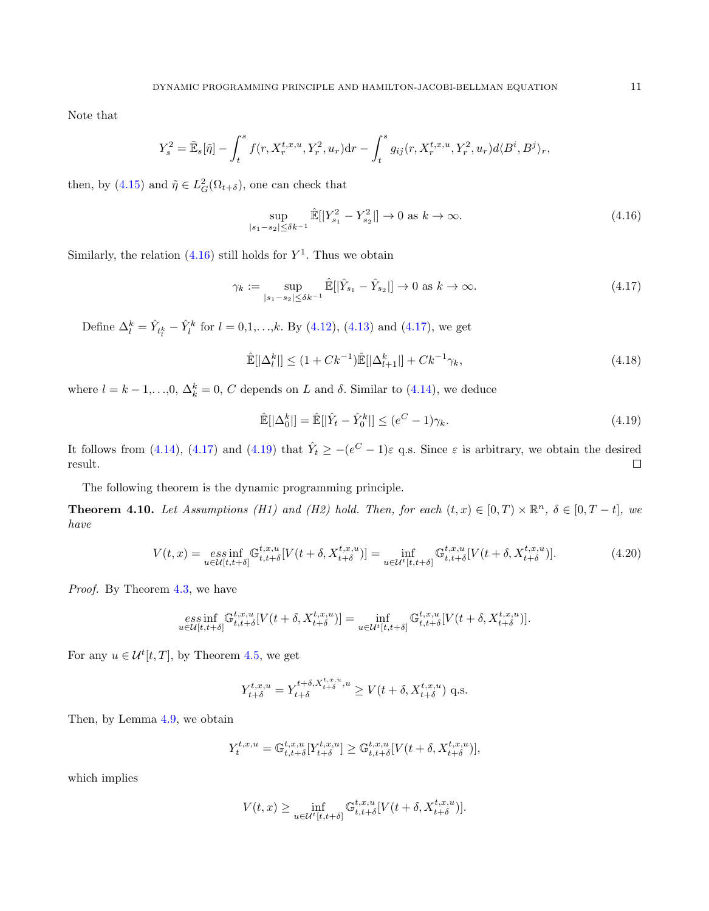Note that

$$
Y_s^2 = \tilde{\mathbb{E}}_s[\tilde{\eta}] - \int_t^s f(r, X_r^{t,x,u}, Y_r^2, u_r)\mathrm{d}r - \int_t^s g_{ij}(r, X_r^{t,x,u}, Y_r^2, u_r)d\langle B^i, B^j\rangle_r,
$$

then, by (4.15) and $\tilde{\eta} \in L_G^2(\Omega_{t+\delta})$, one can check that

$$
\sup_{|s_1 - s_2| \le \delta k^{-1}} \hat{\mathbb{E}}[|Y_{s_1}^2 - Y_{s_2}^2|] \to 0 \text{ as } k \to \infty. \tag{4.16}
$$

Similarly, the relation (4.16) still holds for $Y^1$. Thus we obtain

$$
\gamma_k := \sup_{|s_1 - s_2| \le \delta k^{-1}} \hat{\mathbb{E}}[|\hat{Y}_{s_1} - \hat{Y}_{s_2}|] \to 0 \text{ as } k \to \infty. \tag{4.17}
$$

Define $\Delta_l^k = \hat{Y}_{t_l^k} - \hat{Y}_l^k$ for $l = 0,1,\ldots,k$. By (4.12), (4.13) and (4.17), we get

$$
\hat{\mathbb{E}}[|\Delta_l^k|] \le (1 + Ck^{-1})\hat{\mathbb{E}}[|\Delta_{l+1}^k|] + Ck^{-1}\gamma_k, \tag{4.18}
$$

where $l = k-1,\ldots,0$, $\Delta_k^k = 0$, $C$ depends on $L$ and $\delta$. Similar to (4.14), we deduce

$$
\hat{\mathbb{E}}[|\Delta_0^k|] = \hat{\mathbb{E}}[|\hat{Y}_t - \hat{Y}_0^k|] \le (e^C - 1)\gamma_k. \tag{4.19}
$$

It follows from (4.14), (4.17) and (4.19) that $\hat{Y}_t \ge -(e^C - 1)\varepsilon$ q.s. Since $\varepsilon$ is arbitrary, we obtain the desired result. □

The following theorem is the dynamic programming principle.

**Theorem 4.10.** *Let Assumptions (H1) and (H2) hold. Then, for each $(t,x) \in [0,T) \times \mathbb{R}^n$, $\delta \in [0, T-t]$, we have*

$$
V(t,x) = \underset{u \in \mathcal{U}[t,t+\delta]}{ess\inf}\, \mathbb{G}_{t,t+\delta}^{t,x,u}[V(t+\delta, X_{t+\delta}^{t,x,u})] = \inf_{u \in \mathcal{U}^t[t,t+\delta]} \mathbb{G}_{t,t+\delta}^{t,x,u}[V(t+\delta, X_{t+\delta}^{t,x,u})]. \tag{4.20}
$$

*Proof.* By Theorem 4.3, we have

$$
\underset{u \in \mathcal{U}[t,t+\delta]}{ess\inf}\, \mathbb{G}_{t,t+\delta}^{t,x,u}[V(t+\delta, X_{t+\delta}^{t,x,u})] = \inf_{u \in \mathcal{U}^t[t,t+\delta]} \mathbb{G}_{t,t+\delta}^{t,x,u}[V(t+\delta, X_{t+\delta}^{t,x,u})].
$$

For any $u \in \mathcal{U}^t[t,T]$, by Theorem 4.5, we get

$$
Y_{t+\delta}^{t,x,u} = Y_{t+\delta}^{t+\delta, X_{t+\delta}^{t,x,u}, u} \ge V(t+\delta, X_{t+\delta}^{t,x,u}) \text{ q.s.}
$$

Then, by Lemma 4.9, we obtain

$$
Y_t^{t,x,u} = \mathbb{G}_{t,t+\delta}^{t,x,u}[Y_{t+\delta}^{t,x,u}] \ge \mathbb{G}_{t,t+\delta}^{t,x,u}[V(t+\delta, X_{t+\delta}^{t,x,u})],
$$

which implies

$$
V(t,x) \ge \inf_{u \in \mathcal{U}^t[t,t+\delta]} \mathbb{G}_{t,t+\delta}^{t,x,u}[V(t+\delta, X_{t+\delta}^{t,x,u})].
$$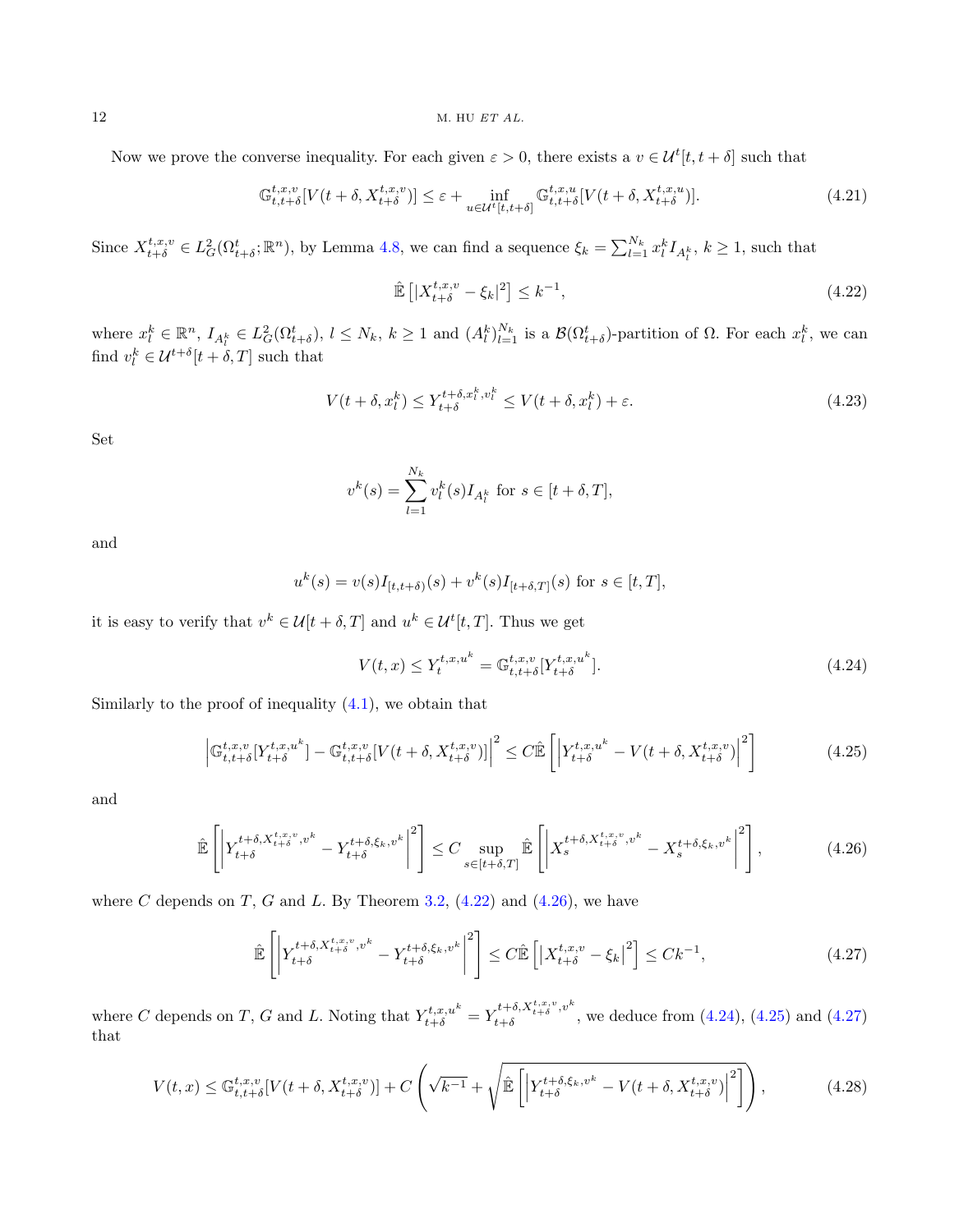Now we prove the converse inequality. For each given $\varepsilon > 0$, there exists a $v \in \mathcal{U}^t[t, t+\delta]$ such that

$$\mathbb{G}^{t,x,v}_{t,t+\delta}[V(t+\delta, X^{t,x,v}_{t+\delta})] \leq \varepsilon + \inf_{u \in \mathcal{U}^t[t,t+\delta]} \mathbb{G}^{t,x,u}_{t,t+\delta}[V(t+\delta, X^{t,x,u}_{t+\delta})]. \tag{4.21}$$

Since $X^{t,x,v}_{t+\delta} \in L^2_G(\Omega^t_{t+\delta}; \mathbb{R}^n)$, by Lemma 4.8, we can find a sequence $\xi_k = \sum_{l=1}^{N_k} x^k_l I_{A^k_l}$, $k \geq 1$, such that

$$\hat{\mathbb{E}}\left[|X^{t,x,v}_{t+\delta} - \xi_k|^2\right] \leq k^{-1}, \tag{4.22}$$

where $x^k_l \in \mathbb{R}^n$, $I_{A^k_l} \in L^2_G(\Omega^t_{t+\delta})$, $l \leq N_k$, $k \geq 1$ and $(A^k_l)_{l=1}^{N_k}$ is a $\mathcal{B}(\Omega^t_{t+\delta})$-partition of $\Omega$. For each $x^k_l$, we can find $v^k_l \in \mathcal{U}^{t+\delta}[t+\delta, T]$ such that

$$V(t+\delta, x^k_l) \leq Y^{t+\delta, x^k_l, v^k_l}_{t+\delta} \leq V(t+\delta, x^k_l) + \varepsilon. \tag{4.23}$$

Set

$$v^k(s) = \sum_{l=1}^{N_k} v^k_l(s) I_{A^k_l} \text{ for } s \in [t+\delta, T],$$

and

$$u^k(s) = v(s) I_{[t,t+\delta)}(s) + v^k(s) I_{[t+\delta,T]}(s) \text{ for } s \in [t, T],$$

it is easy to verify that $v^k \in \mathcal{U}[t+\delta, T]$ and $u^k \in \mathcal{U}^t[t, T]$. Thus we get

$$V(t,x) \leq Y^{t,x,u^k}_t = \mathbb{G}^{t,x,v}_{t,t+\delta}[Y^{t,x,u^k}_{t+\delta}]. \tag{4.24}$$

Similarly to the proof of inequality (4.1), we obtain that

$$\left|\mathbb{G}^{t,x,v}_{t,t+\delta}[Y^{t,x,u^k}_{t+\delta}] - \mathbb{G}^{t,x,v}_{t,t+\delta}[V(t+\delta, X^{t,x,v}_{t+\delta})]\right|^2 \leq C\hat{\mathbb{E}}\left[\left|Y^{t,x,u^k}_{t+\delta} - V(t+\delta, X^{t,x,v}_{t+\delta})\right|^2\right] \tag{4.25}$$

and

$$\hat{\mathbb{E}}\left[\left|Y^{t+\delta, X^{t,x,v}_{t+\delta}, v^k}_{t+\delta} - Y^{t+\delta,\xi_k,v^k}_{t+\delta}\right|^2\right] \leq C \sup_{s \in [t+\delta,T]} \hat{\mathbb{E}}\left[\left|X^{t+\delta, X^{t,x,v}_{t+\delta}, v^k}_s - X^{t+\delta,\xi_k,v^k}_s\right|^2\right], \tag{4.26}$$

where $C$ depends on $T$, $G$ and $L$. By Theorem 3.2, (4.22) and (4.26), we have

$$\hat{\mathbb{E}}\left[\left|Y^{t+\delta, X^{t,x,v}_{t+\delta}, v^k}_{t+\delta} - Y^{t+\delta,\xi_k,v^k}_{t+\delta}\right|^2\right] \leq C\hat{\mathbb{E}}\left[\left|X^{t,x,v}_{t+\delta} - \xi_k\right|^2\right] \leq Ck^{-1}, \tag{4.27}$$

where $C$ depends on $T$, $G$ and $L$. Noting that $Y^{t,x,u^k}_{t+\delta} = Y^{t+\delta, X^{t,x,v}_{t+\delta}, v^k}_{t+\delta}$, we deduce from (4.24), (4.25) and (4.27) that

$$V(t,x) \leq \mathbb{G}^{t,x,v}_{t,t+\delta}[V(t+\delta, X^{t,x,v}_{t+\delta})] + C\left(\sqrt{k^{-1}} + \sqrt{\hat{\mathbb{E}}\left[\left|Y^{t+\delta,\xi_k,v^k}_{t+\delta} - V(t+\delta, X^{t,x,v}_{t+\delta})\right|^2\right]}\right), \tag{4.28}$$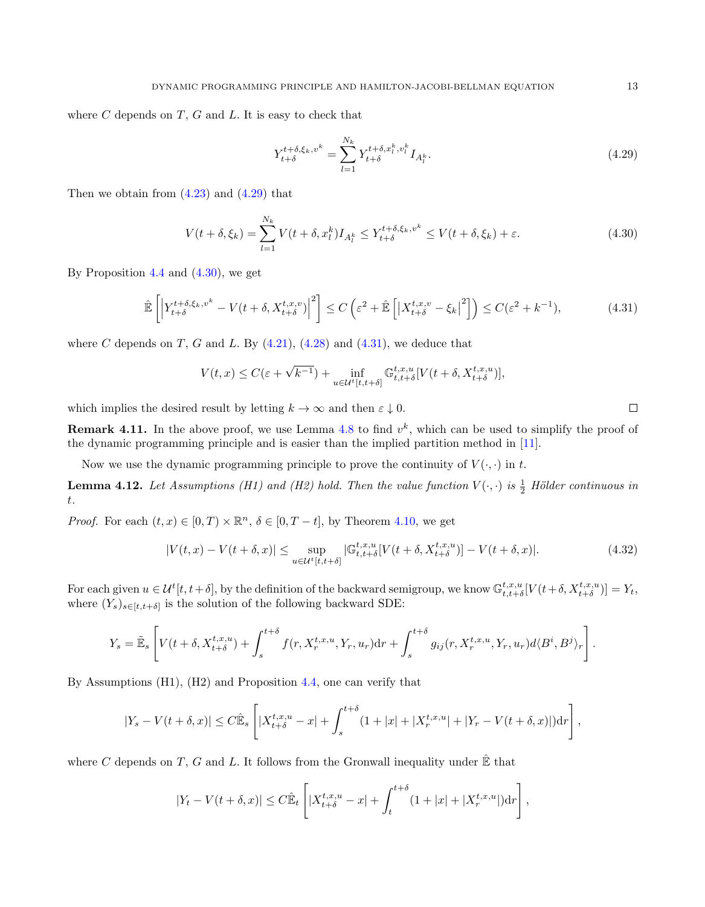where $C$ depends on $T$, $G$ and $L$. It is easy to check that

$$Y_{t+\delta}^{t+\delta,\xi_k,v^k} = \sum_{l=1}^{N_k} Y_{t+\delta}^{t+\delta,x_l^k,v_l^k} I_{A_l^k}. \tag{4.29}$$

Then we obtain from (4.23) and (4.29) that

$$V(t+\delta,\xi_k) = \sum_{l=1}^{N_k} V(t+\delta,x_l^k) I_{A_l^k} \le Y_{t+\delta}^{t+\delta,\xi_k,v^k} \le V(t+\delta,\xi_k)+\varepsilon. \tag{4.30}$$

By Proposition 4.4 and (4.30), we get

$$\hat{\mathbb{E}}\left[\left|Y_{t+\delta}^{t+\delta,\xi_k,v^k} - V(t+\delta,X_{t+\delta}^{t,x,v})\right|^2\right] \le C\left(\varepsilon^2 + \hat{\mathbb{E}}\left[\left|X_{t+\delta}^{t,x,v}-\xi_k\right|^2\right]\right) \le C(\varepsilon^2+k^{-1}), \tag{4.31}$$

where $C$ depends on $T$, $G$ and $L$. By (4.21), (4.28) and (4.31), we deduce that

$$V(t,x) \le C(\varepsilon+\sqrt{k^{-1}}) + \inf_{u\in\mathcal{U}^t[t,t+\delta]} \mathbb{G}_{t,t+\delta}^{t,x,u}[V(t+\delta,X_{t+\delta}^{t,x,u})],$$

which implies the desired result by letting $k\to\infty$ and then $\varepsilon\downarrow 0$. □

**Remark 4.11.** In the above proof, we use Lemma 4.8 to find $v^k$, which can be used to simplify the proof of the dynamic programming principle and is easier than the implied partition method in [11].

Now we use the dynamic programming principle to prove the continuity of $V(\cdot,\cdot)$ in $t$.

**Lemma 4.12.** *Let Assumptions (H1) and (H2) hold. Then the value function $V(\cdot,\cdot)$ is $\frac{1}{2}$ Hölder continuous in $t$.*

*Proof.* For each $(t,x)\in[0,T)\times\mathbb{R}^n$, $\delta\in[0,T-t]$, by Theorem 4.10, we get

$$|V(t,x)-V(t+\delta,x)| \le \sup_{u\in\mathcal{U}^t[t,t+\delta]} |\mathbb{G}_{t,t+\delta}^{t,x,u}[V(t+\delta,X_{t+\delta}^{t,x,u})] - V(t+\delta,x)|. \tag{4.32}$$

For each given $u\in\mathcal{U}^t[t,t+\delta]$, by the definition of the backward semigroup, we know $\mathbb{G}_{t,t+\delta}^{t,x,u}[V(t+\delta,X_{t+\delta}^{t,x,u})]=Y_t$, where $(Y_s)_{s\in[t,t+\delta]}$ is the solution of the following backward SDE:

$$Y_s = \tilde{\mathbb{E}}_s\left[V(t+\delta,X_{t+\delta}^{t,x,u}) + \int_s^{t+\delta} f(r,X_r^{t,x,u},Y_r,u_r)\mathrm{d}r + \int_s^{t+\delta} g_{ij}(r,X_r^{t,x,u},Y_r,u_r)d\langle B^i,B^j\rangle_r\right].$$

By Assumptions (H1), (H2) and Proposition 4.4, one can verify that

$$|Y_s - V(t+\delta,x)| \le C\hat{\mathbb{E}}_s\left[|X_{t+\delta}^{t,x,u}-x| + \int_s^{t+\delta}(1+|x|+|X_r^{t,x,u}|+|Y_r-V(t+\delta,x)|)\mathrm{d}r\right],$$

where $C$ depends on $T$, $G$ and $L$. It follows from the Gronwall inequality under $\hat{\mathbb{E}}$ that

$$|Y_t - V(t+\delta,x)| \le C\hat{\mathbb{E}}_t\left[|X_{t+\delta}^{t,x,u}-x| + \int_t^{t+\delta}(1+|x|+|X_r^{t,x,u}|)\mathrm{d}r\right],$$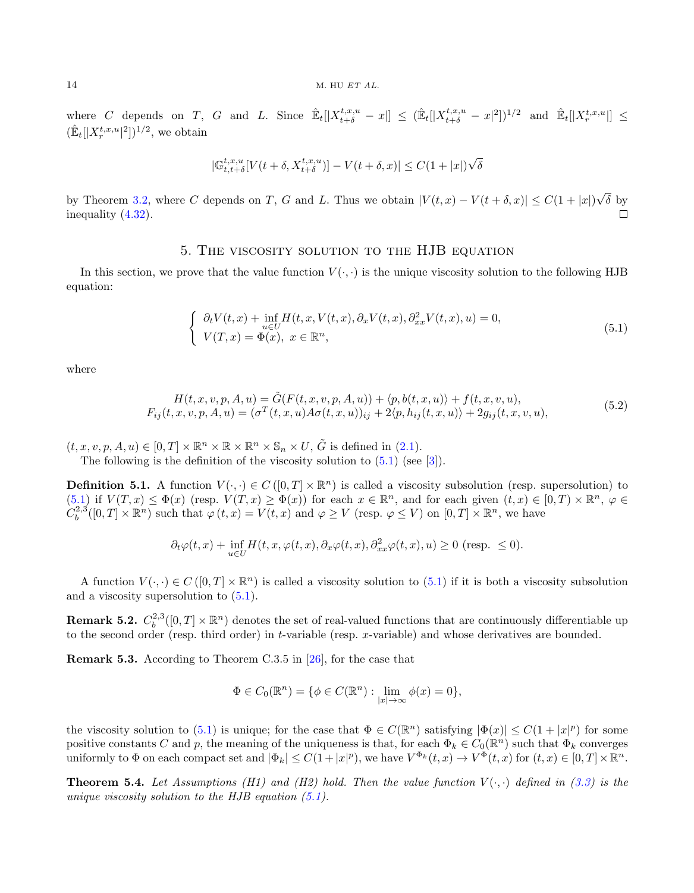where $C$ depends on $T$, $G$ and $L$. Since $\hat{\mathbb{E}}_t[|X_{t+\delta}^{t,x,u} - x|] \leq (\hat{\mathbb{E}}_t[|X_{t+\delta}^{t,x,u} - x|^2])^{1/2}$ and $\hat{\mathbb{E}}_t[|X_r^{t,x,u}|] \leq (\hat{\mathbb{E}}_t[|X_r^{t,x,u}|^2])^{1/2}$, we obtain

$$|\mathbb{G}_{t,t+\delta}^{t,x,u}[V(t+\delta, X_{t+\delta}^{t,x,u})] - V(t+\delta, x)| \leq C(1+|x|)\sqrt{\delta}$$

by Theorem 3.2, where $C$ depends on $T$, $G$ and $L$. Thus we obtain $|V(t,x) - V(t+\delta,x)| \leq C(1+|x|)\sqrt{\delta}$ by inequality (4.32). □

## 5. The viscosity solution to the HJB equation

In this section, we prove that the value function $V(\cdot,\cdot)$ is the unique viscosity solution to the following HJB equation:

$$\begin{cases} \partial_t V(t,x) + \inf\limits_{u\in U} H(t,x,V(t,x),\partial_x V(t,x),\partial_{xx}^2 V(t,x),u) = 0, \\ V(T,x) = \Phi(x), \ x \in \mathbb{R}^n, \end{cases} \tag{5.1}$$

where

$$\begin{aligned} H(t,x,v,p,A,u) &= \tilde{G}(F(t,x,v,p,A,u)) + \langle p, b(t,x,u)\rangle + f(t,x,v,u), \\ F_{ij}(t,x,v,p,A,u) &= (\sigma^T(t,x,u)A\sigma(t,x,u))_{ij} + 2\langle p, h_{ij}(t,x,u)\rangle + 2g_{ij}(t,x,v,u), \end{aligned} \tag{5.2}$$

$(t,x,v,p,A,u) \in [0,T] \times \mathbb{R}^n \times \mathbb{R} \times \mathbb{R}^n \times \mathbb{S}_n \times U$, $\tilde{G}$ is defined in (2.1).

The following is the definition of the viscosity solution to (5.1) (see [3]).

**Definition 5.1.** A function $V(\cdot,\cdot) \in C([0,T]\times\mathbb{R}^n)$ is called a viscosity subsolution (resp. supersolution) to (5.1) if $V(T,x) \leq \Phi(x)$ (resp. $V(T,x) \geq \Phi(x)$) for each $x \in \mathbb{R}^n$, and for each given $(t,x) \in [0,T) \times \mathbb{R}^n$, $\varphi \in C_b^{2,3}([0,T]\times\mathbb{R}^n)$ such that $\varphi(t,x) = V(t,x)$ and $\varphi \geq V$ (resp. $\varphi \leq V$) on $[0,T]\times\mathbb{R}^n$, we have

$$\partial_t \varphi(t,x) + \inf_{u\in U} H(t,x,\varphi(t,x),\partial_x\varphi(t,x),\partial_{xx}^2\varphi(t,x),u) \geq 0 \text{ (resp. } \leq 0).$$

A function $V(\cdot,\cdot) \in C([0,T]\times\mathbb{R}^n)$ is called a viscosity solution to (5.1) if it is both a viscosity subsolution and a viscosity supersolution to (5.1).

**Remark 5.2.** $C_b^{2,3}([0,T]\times\mathbb{R}^n)$ denotes the set of real-valued functions that are continuously differentiable up to the second order (resp. third order) in $t$-variable (resp. $x$-variable) and whose derivatives are bounded.

**Remark 5.3.** According to Theorem C.3.5 in [26], for the case that

$$\Phi \in C_0(\mathbb{R}^n) = \{\phi \in C(\mathbb{R}^n) : \lim_{|x|\to\infty} \phi(x) = 0\},$$

the viscosity solution to (5.1) is unique; for the case that $\Phi \in C(\mathbb{R}^n)$ satisfying $|\Phi(x)| \leq C(1+|x|^p)$ for some positive constants $C$ and $p$, the meaning of the uniqueness is that, for each $\Phi_k \in C_0(\mathbb{R}^n)$ such that $\Phi_k$ converges uniformly to $\Phi$ on each compact set and $|\Phi_k| \leq C(1+|x|^p)$, we have $V^{\Phi_k}(t,x) \to V^{\Phi}(t,x)$ for $(t,x) \in [0,T]\times\mathbb{R}^n$.

**Theorem 5.4.** *Let Assumptions (H1) and (H2) hold. Then the value function $V(\cdot,\cdot)$ defined in (3.3) is the unique viscosity solution to the HJB equation (5.1).*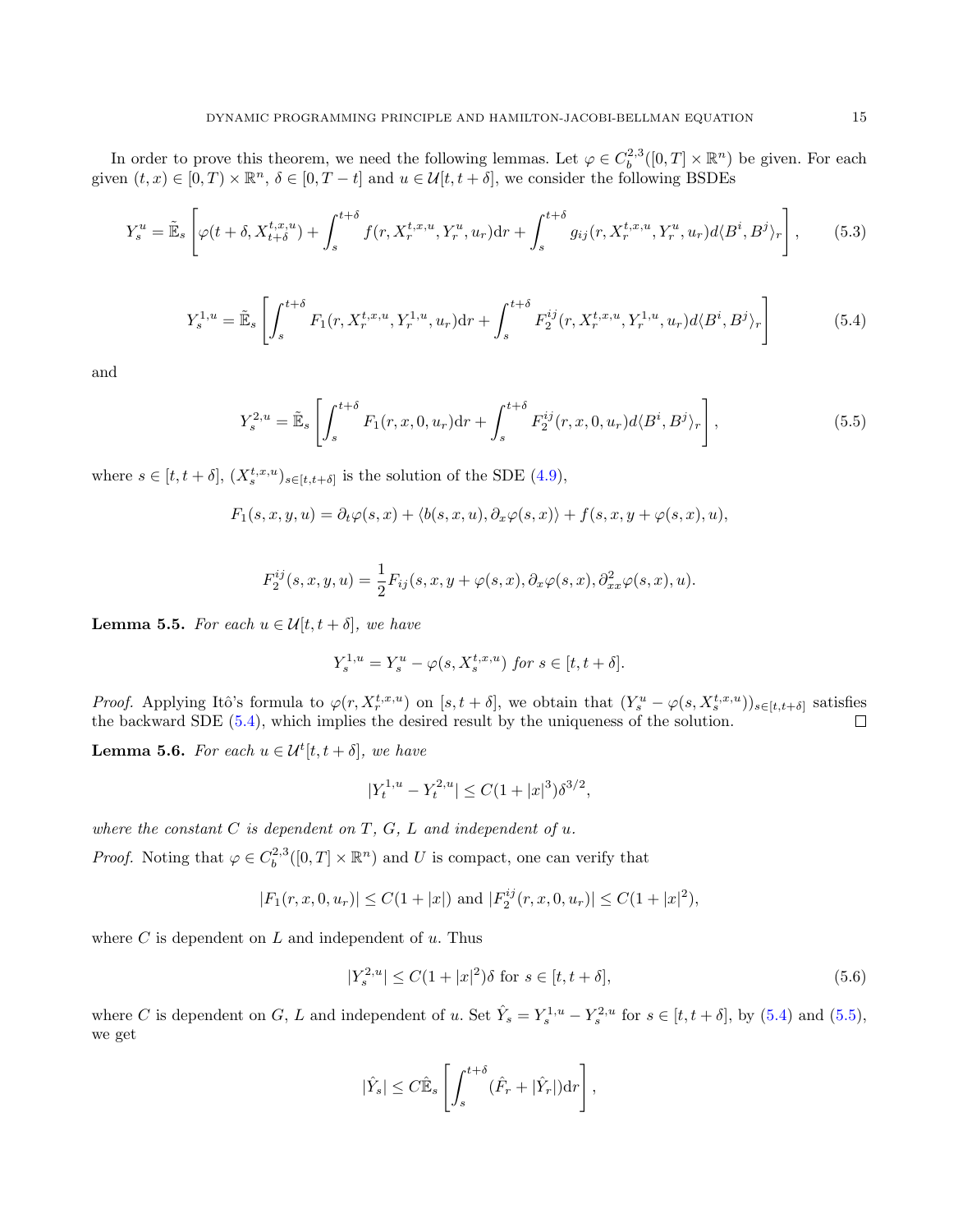In order to prove this theorem, we need the following lemmas. Let $\varphi \in C_b^{2,3}([0,T]\times\mathbb{R}^n)$ be given. For each given $(t,x)\in[0,T)\times\mathbb{R}^n$, $\delta\in[0,T-t]$ and $u\in\mathcal{U}[t,t+\delta]$, we consider the following BSDEs

$$Y_s^u = \tilde{\mathbb{E}}_s\left[\varphi(t+\delta, X_{t+\delta}^{t,x,u}) + \int_s^{t+\delta} f(r, X_r^{t,x,u}, Y_r^u, u_r)\mathrm{d}r + \int_s^{t+\delta} g_{ij}(r, X_r^{t,x,u}, Y_r^u, u_r)d\langle B^i, B^j\rangle_r\right], \tag{5.3}$$

$$Y_s^{1,u} = \tilde{\mathbb{E}}_s\left[\int_s^{t+\delta} F_1(r, X_r^{t,x,u}, Y_r^{1,u}, u_r)\mathrm{d}r + \int_s^{t+\delta} F_2^{ij}(r, X_r^{t,x,u}, Y_r^{1,u}, u_r)d\langle B^i, B^j\rangle_r\right] \tag{5.4}$$

and

$$Y_s^{2,u} = \tilde{\mathbb{E}}_s\left[\int_s^{t+\delta} F_1(r, x, 0, u_r)\mathrm{d}r + \int_s^{t+\delta} F_2^{ij}(r, x, 0, u_r)d\langle B^i, B^j\rangle_r\right], \tag{5.5}$$

where $s\in[t,t+\delta]$, $(X_s^{t,x,u})_{s\in[t,t+\delta]}$ is the solution of the SDE (4.9),

$$F_1(s,x,y,u) = \partial_t\varphi(s,x) + \langle b(s,x,u), \partial_x\varphi(s,x)\rangle + f(s,x,y+\varphi(s,x),u),$$

$$F_2^{ij}(s,x,y,u) = \frac{1}{2}F_{ij}(s,x,y+\varphi(s,x),\partial_x\varphi(s,x),\partial_{xx}^2\varphi(s,x),u).$$

**Lemma 5.5.** *For each $u\in\mathcal{U}[t,t+\delta]$, we have*

$$Y_s^{1,u} = Y_s^u - \varphi(s, X_s^{t,x,u}) \text{ for } s\in[t,t+\delta].$$

*Proof.* Applying Itô's formula to $\varphi(r, X_r^{t,x,u})$ on $[s,t+\delta]$, we obtain that $(Y_s^u - \varphi(s,X_s^{t,x,u}))_{s\in[t,t+\delta]}$ satisfies the backward SDE (5.4), which implies the desired result by the uniqueness of the solution. □

**Lemma 5.6.** *For each $u\in\mathcal{U}^t[t,t+\delta]$, we have*

$$|Y_t^{1,u} - Y_t^{2,u}| \le C(1+|x|^3)\delta^{3/2},$$

*where the constant $C$ is dependent on $T$, $G$, $L$ and independent of $u$.*

*Proof.* Noting that $\varphi\in C_b^{2,3}([0,T]\times\mathbb{R}^n)$ and $U$ is compact, one can verify that

$$|F_1(r,x,0,u_r)| \le C(1+|x|) \text{ and } |F_2^{ij}(r,x,0,u_r)| \le C(1+|x|^2),$$

where $C$ is dependent on $L$ and independent of $u$. Thus

$$|Y_s^{2,u}| \le C(1+|x|^2)\delta \text{ for } s\in[t,t+\delta], \tag{5.6}$$

where $C$ is dependent on $G$, $L$ and independent of $u$. Set $\hat{Y}_s = Y_s^{1,u} - Y_s^{2,u}$ for $s\in[t,t+\delta]$, by (5.4) and (5.5), we get

$$|\hat{Y}_s| \le C\hat{\mathbb{E}}_s\left[\int_s^{t+\delta}(\hat{F}_r + |\hat{Y}_r|)\mathrm{d}r\right],$$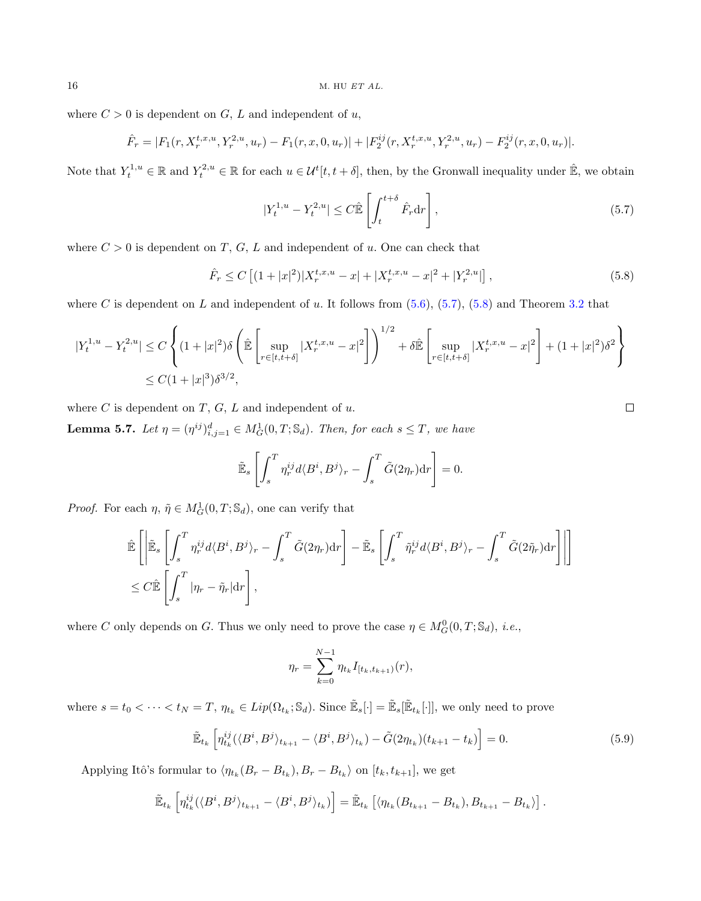where $C > 0$ is dependent on $G$, $L$ and independent of $u$,

$$\hat{F}_r = |F_1(r, X_r^{t,x,u}, Y_r^{2,u}, u_r) - F_1(r, x, 0, u_r)| + |F_2^{ij}(r, X_r^{t,x,u}, Y_r^{2,u}, u_r) - F_2^{ij}(r, x, 0, u_r)|.$$

Note that $Y_t^{1,u} \in \mathbb{R}$ and $Y_t^{2,u} \in \mathbb{R}$ for each $u \in \mathcal{U}^t[t, t+\delta]$, then, by the Gronwall inequality under $\hat{\mathbb{E}}$, we obtain

$$|Y_t^{1,u} - Y_t^{2,u}| \leq C\hat{\mathbb{E}}\left[\int_t^{t+\delta} \hat{F}_r \mathrm{d}r\right], \tag{5.7}$$

where $C > 0$ is dependent on $T$, $G$, $L$ and independent of $u$. One can check that

$$\hat{F}_r \leq C\left[(1 + |x|^2)|X_r^{t,x,u} - x| + |X_r^{t,x,u} - x|^2 + |Y_r^{2,u}|\right], \tag{5.8}$$

where $C$ is dependent on $L$ and independent of $u$. It follows from (5.6), (5.7), (5.8) and Theorem 3.2 that

$$\begin{aligned}
|Y_t^{1,u} - Y_t^{2,u}| &\leq C\left\{(1 + |x|^2)\delta\left(\hat{\mathbb{E}}\left[\sup_{r\in[t,t+\delta]} |X_r^{t,x,u} - x|^2\right]\right)^{1/2} + \delta\hat{\mathbb{E}}\left[\sup_{r\in[t,t+\delta]} |X_r^{t,x,u} - x|^2\right] + (1 + |x|^2)\delta^2\right\} \\
&\leq C(1 + |x|^3)\delta^{3/2},
\end{aligned}$$

where $C$ is dependent on $T$, $G$, $L$ and independent of $u$. $\square$

**Lemma 5.7.** *Let $\eta = (\eta^{ij})_{i,j=1}^d \in M_G^1(0, T; \mathbb{S}_d)$. Then, for each $s \leq T$, we have*

$$\tilde{\mathbb{E}}_s\left[\int_s^T \eta_r^{ij} d\langle B^i, B^j\rangle_r - \int_s^T \tilde{G}(2\eta_r)\mathrm{d}r\right] = 0.$$

*Proof.* For each $\eta$, $\tilde{\eta} \in M_G^1(0, T; \mathbb{S}_d)$, one can verify that

$$\begin{aligned}
&\hat{\mathbb{E}}\left[\left|\tilde{\mathbb{E}}_s\left[\int_s^T \eta_r^{ij} d\langle B^i, B^j\rangle_r - \int_s^T \tilde{G}(2\eta_r)\mathrm{d}r\right] - \tilde{\mathbb{E}}_s\left[\int_s^T \tilde{\eta}_r^{ij} d\langle B^i, B^j\rangle_r - \int_s^T \tilde{G}(2\tilde{\eta}_r)\mathrm{d}r\right]\right|\right] \\
&\leq C\hat{\mathbb{E}}\left[\int_s^T |\eta_r - \tilde{\eta}_r|\mathrm{d}r\right],
\end{aligned}$$

where $C$ only depends on $G$. Thus we only need to prove the case $\eta \in M_G^0(0, T; \mathbb{S}_d)$, *i.e.*,

$$\eta_r = \sum_{k=0}^{N-1} \eta_{t_k} I_{[t_k, t_{k+1})}(r),$$

where $s = t_0 < \cdots < t_N = T$, $\eta_{t_k} \in Lip(\Omega_{t_k}; \mathbb{S}_d)$. Since $\tilde{\mathbb{E}}_s[\cdot] = \tilde{\mathbb{E}}_s[\tilde{\mathbb{E}}_{t_k}[\cdot]]$, we only need to prove

$$\tilde{\mathbb{E}}_{t_k}\left[\eta_{t_k}^{ij}(\langle B^i, B^j\rangle_{t_{k+1}} - \langle B^i, B^j\rangle_{t_k}) - \tilde{G}(2\eta_{t_k})(t_{k+1} - t_k)\right] = 0. \tag{5.9}$$

Applying Itô's formular to $\langle \eta_{t_k}(B_r - B_{t_k}), B_r - B_{t_k}\rangle$ on $[t_k, t_{k+1}]$, we get

$$\tilde{\mathbb{E}}_{t_k}\left[\eta_{t_k}^{ij}(\langle B^i, B^j\rangle_{t_{k+1}} - \langle B^i, B^j\rangle_{t_k})\right] = \tilde{\mathbb{E}}_{t_k}\left[\langle \eta_{t_k}(B_{t_{k+1}} - B_{t_k}), B_{t_{k+1}} - B_{t_k}\rangle\right].$$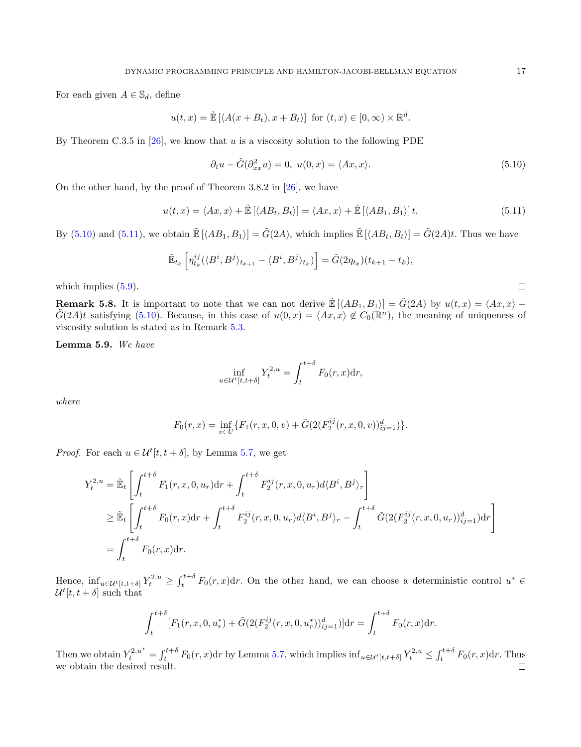For each given $A \in \mathbb{S}_d$, define

$$u(t,x) = \tilde{\mathbb{E}}\left[\langle A(x+B_t), x+B_t\rangle\right] \text{ for } (t,x) \in [0,\infty) \times \mathbb{R}^d.$$

By Theorem C.3.5 in [26], we know that $u$ is a viscosity solution to the following PDE

$$\partial_t u - \tilde{G}(\partial^2_{xx} u) = 0, \; u(0,x) = \langle Ax, x\rangle. \tag{5.10}$$

On the other hand, by the proof of Theorem 3.8.2 in [26], we have

$$u(t,x) = \langle Ax, x\rangle + \tilde{\mathbb{E}}\left[\langle AB_t, B_t\rangle\right] = \langle Ax, x\rangle + \tilde{\mathbb{E}}\left[\langle AB_1, B_1\rangle\right] t. \tag{5.11}$$

By (5.10) and (5.11), we obtain $\tilde{\mathbb{E}}\left[\langle AB_1, B_1\rangle\right] = \tilde{G}(2A)$, which implies $\tilde{\mathbb{E}}\left[\langle AB_t, B_t\rangle\right] = \tilde{G}(2A)t$. Thus we have

$$\tilde{\mathbb{E}}_{t_k}\left[\eta^{ij}_{t_k}(\langle B^i, B^j\rangle_{t_{k+1}} - \langle B^i, B^j\rangle_{t_k})\right] = \tilde{G}(2\eta_{t_k})(t_{k+1} - t_k),$$

which implies (5.9). $\square$

**Remark 5.8.** It is important to note that we can not derive $\tilde{\mathbb{E}}\left[\langle AB_1, B_1\rangle\right] = \tilde{G}(2A)$ by $u(t,x) = \langle Ax, x\rangle + \tilde{G}(2A)t$ satisfying (5.10). Because, in this case of $u(0,x) = \langle Ax, x\rangle \notin C_0(\mathbb{R}^n)$, the meaning of uniqueness of viscosity solution is stated as in Remark 5.3.

**Lemma 5.9.** *We have*

$$\inf_{u \in \mathcal{U}^t[t,t+\delta]} Y^{2,u}_t = \int_t^{t+\delta} F_0(r,x)\mathrm{d}r,$$

*where*

$$F_0(r,x) = \inf_{v \in U}\{F_1(r,x,0,v) + \tilde{G}(2(F^{ij}_2(r,x,0,v))^d_{ij=1})\}.$$

*Proof.* For each $u \in \mathcal{U}^t[t,t+\delta]$, by Lemma 5.7, we get

$$\begin{aligned}
Y^{2,u}_t &= \tilde{\mathbb{E}}_t\left[\int_t^{t+\delta} F_1(r,x,0,u_r)\mathrm{d}r + \int_t^{t+\delta} F^{ij}_2(r,x,0,u_r)d\langle B^i, B^j\rangle_r\right] \\
&\geq \tilde{\mathbb{E}}_t\left[\int_t^{t+\delta} F_0(r,x)\mathrm{d}r + \int_t^{t+\delta} F^{ij}_2(r,x,0,u_r)d\langle B^i, B^j\rangle_r - \int_t^{t+\delta} \tilde{G}(2(F^{ij}_2(r,x,0,u_r))^d_{ij=1})\mathrm{d}r\right] \\
&= \int_t^{t+\delta} F_0(r,x)\mathrm{d}r.
\end{aligned}$$

Hence, $\inf_{u \in \mathcal{U}^t[t,t+\delta]} Y^{2,u}_t \geq \int_t^{t+\delta} F_0(r,x)\mathrm{d}r$. On the other hand, we can choose a deterministic control $u^* \in \mathcal{U}^t[t,t+\delta]$ such that

$$\int_t^{t+\delta} [F_1(r,x,0,u^*_r) + \tilde{G}(2(F^{ij}_2(r,x,0,u^*_r))^d_{ij=1})]\mathrm{d}r = \int_t^{t+\delta} F_0(r,x)\mathrm{d}r.$$

Then we obtain $Y^{2,u^*}_t = \int_t^{t+\delta} F_0(r,x)\mathrm{d}r$ by Lemma 5.7, which implies $\inf_{u \in \mathcal{U}^t[t,t+\delta]} Y^{2,u}_t \leq \int_t^{t+\delta} F_0(r,x)\mathrm{d}r$. Thus we obtain the desired result. $\square$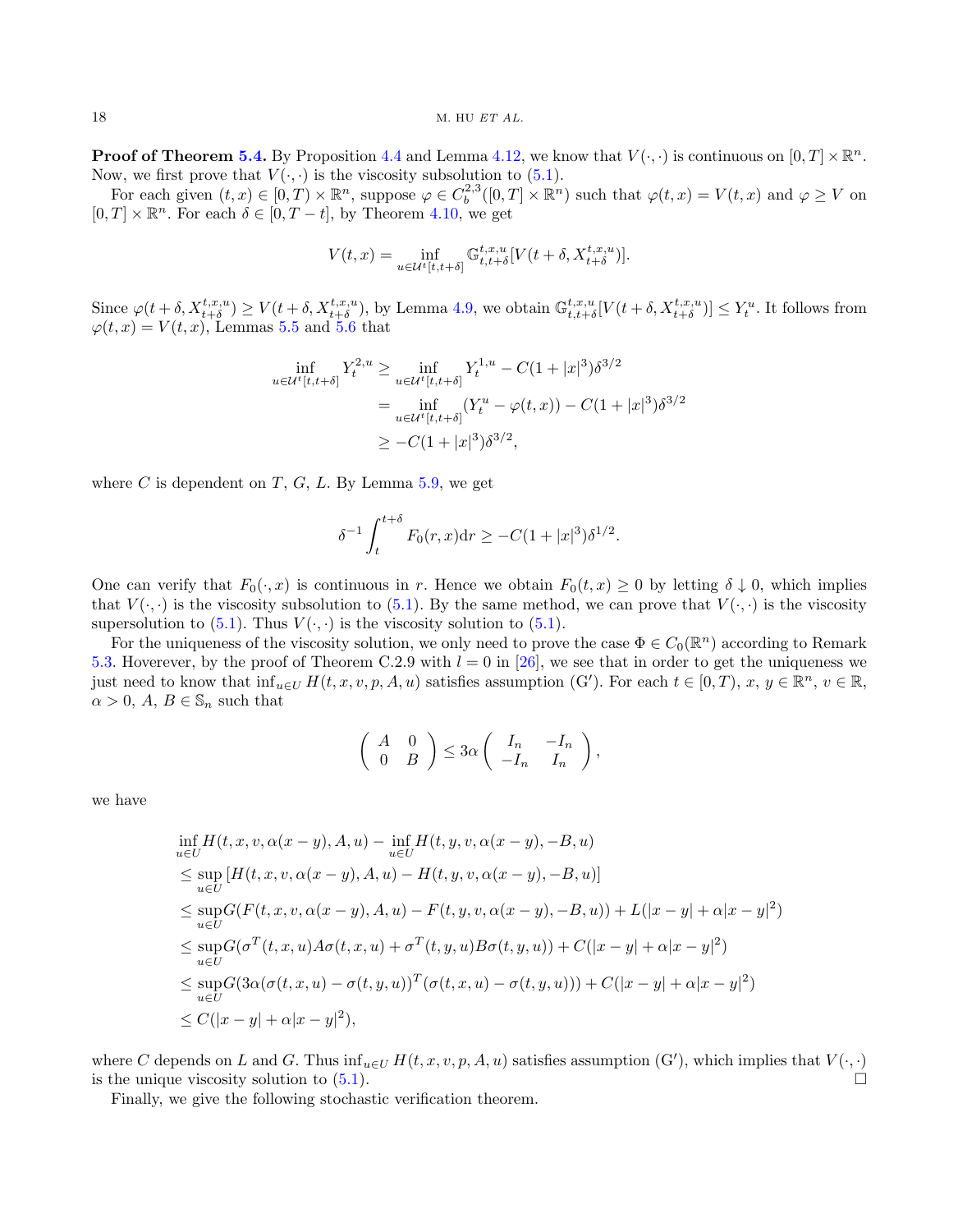**Proof of Theorem 5.4.** By Proposition 4.4 and Lemma 4.12, we know that $V(\cdot,\cdot)$ is continuous on $[0,T]\times\mathbb{R}^n$. Now, we first prove that $V(\cdot,\cdot)$ is the viscosity subsolution to (5.1).

For each given $(t,x)\in[0,T)\times\mathbb{R}^n$, suppose $\varphi\in C_b^{2,3}([0,T]\times\mathbb{R}^n)$ such that $\varphi(t,x)=V(t,x)$ and $\varphi\geq V$ on $[0,T]\times\mathbb{R}^n$. For each $\delta\in[0,T-t]$, by Theorem 4.10, we get

$$V(t,x)=\inf_{u\in\mathcal{U}^t[t,t+\delta]}\mathbb{G}_{t,t+\delta}^{t,x,u}[V(t+\delta,X_{t+\delta}^{t,x,u})].$$

Since $\varphi(t+\delta,X_{t+\delta}^{t,x,u})\geq V(t+\delta,X_{t+\delta}^{t,x,u})$, by Lemma 4.9, we obtain $\mathbb{G}_{t,t+\delta}^{t,x,u}[V(t+\delta,X_{t+\delta}^{t,x,u})]\leq Y_t^u$. It follows from $\varphi(t,x)=V(t,x)$, Lemmas 5.5 and 5.6 that

$$\begin{aligned}
\inf_{u\in\mathcal{U}^t[t,t+\delta]}Y_t^{2,u}&\geq\inf_{u\in\mathcal{U}^t[t,t+\delta]}Y_t^{1,u}-C(1+|x|^3)\delta^{3/2}\\
&=\inf_{u\in\mathcal{U}^t[t,t+\delta]}(Y_t^u-\varphi(t,x))-C(1+|x|^3)\delta^{3/2}\\
&\geq -C(1+|x|^3)\delta^{3/2},
\end{aligned}$$

where $C$ is dependent on $T$, $G$, $L$. By Lemma 5.9, we get

$$\delta^{-1}\int_t^{t+\delta}F_0(r,x)\mathrm{d}r\geq -C(1+|x|^3)\delta^{1/2}.$$

One can verify that $F_0(\cdot,x)$ is continuous in $r$. Hence we obtain $F_0(t,x)\geq 0$ by letting $\delta\downarrow 0$, which implies that $V(\cdot,\cdot)$ is the viscosity subsolution to (5.1). By the same method, we can prove that $V(\cdot,\cdot)$ is the viscosity supersolution to (5.1). Thus $V(\cdot,\cdot)$ is the viscosity solution to (5.1).

For the uniqueness of the viscosity solution, we only need to prove the case $\Phi\in C_0(\mathbb{R}^n)$ according to Remark 5.3. Hoverever, by the proof of Theorem C.2.9 with $l=0$ in [26], we see that in order to get the uniqueness we just need to know that $\inf_{u\in U}H(t,x,v,p,A,u)$ satisfies assumption (G′). For each $t\in[0,T)$, $x$, $y\in\mathbb{R}^n$, $v\in\mathbb{R}$, $\alpha>0$, $A$, $B\in\mathbb{S}_n$ such that

$$\begin{pmatrix} A & 0\\ 0 & B\end{pmatrix}\leq 3\alpha\begin{pmatrix} I_n & -I_n\\ -I_n & I_n\end{pmatrix},$$

we have

$$\begin{aligned}
&\inf_{u\in U}H(t,x,v,\alpha(x-y),A,u)-\inf_{u\in U}H(t,y,v,\alpha(x-y),-B,u)\\
&\leq\sup_{u\in U}\left[H(t,x,v,\alpha(x-y),A,u)-H(t,y,v,\alpha(x-y),-B,u)\right]\\
&\leq\sup_{u\in U}G(F(t,x,v,\alpha(x-y),A,u)-F(t,y,v,\alpha(x-y),-B,u))+L(|x-y|+\alpha|x-y|^2)\\
&\leq\sup_{u\in U}G(\sigma^T(t,x,u)A\sigma(t,x,u)+\sigma^T(t,y,u)B\sigma(t,y,u))+C(|x-y|+\alpha|x-y|^2)\\
&\leq\sup_{u\in U}G(3\alpha(\sigma(t,x,u)-\sigma(t,y,u))^T(\sigma(t,x,u)-\sigma(t,y,u)))+C(|x-y|+\alpha|x-y|^2)\\
&\leq C(|x-y|+\alpha|x-y|^2),
\end{aligned}$$

where $C$ depends on $L$ and $G$. Thus $\inf_{u\in U}H(t,x,v,p,A,u)$ satisfies assumption (G′), which implies that $V(\cdot,\cdot)$ is the unique viscosity solution to (5.1). □

Finally, we give the following stochastic verification theorem.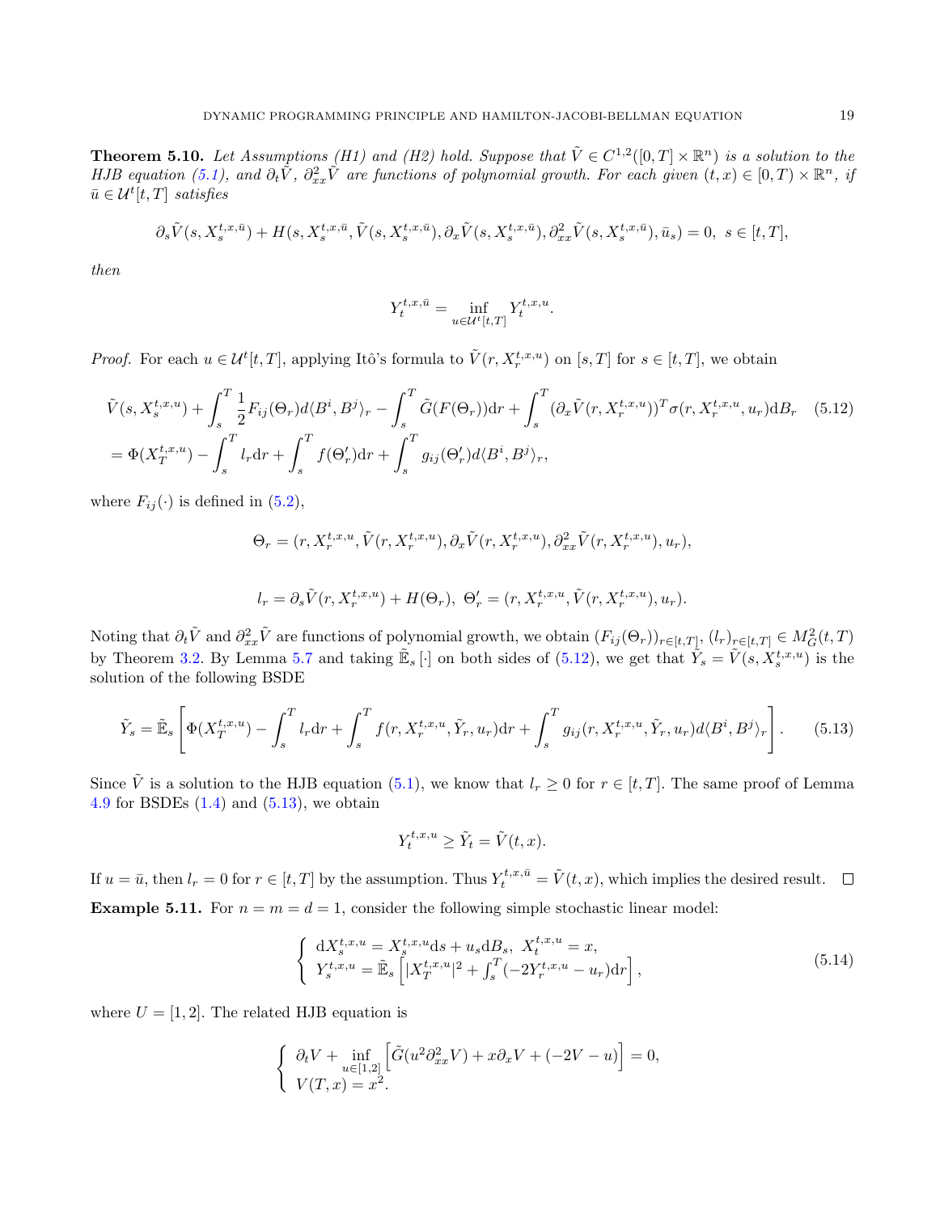**Theorem 5.10.** *Let Assumptions (H1) and (H2) hold. Suppose that $\tilde{V} \in C^{1,2}([0,T]\times\mathbb{R}^n)$ is a solution to the HJB equation (5.1), and $\partial_t \tilde{V}$, $\partial^2_{xx}\tilde{V}$ are functions of polynomial growth. For each given $(t,x)\in[0,T)\times\mathbb{R}^n$, if $\bar{u}\in\mathcal{U}^t[t,T]$ satisfies*

$$\partial_s \tilde{V}(s,X_s^{t,x,\bar{u}}) + H(s,X_s^{t,x,\bar{u}},\tilde{V}(s,X_s^{t,x,\bar{u}}),\partial_x\tilde{V}(s,X_s^{t,x,\bar{u}}),\partial^2_{xx}\tilde{V}(s,X_s^{t,x,\bar{u}}),\bar{u}_s)=0,\ s\in[t,T],$$

*then*

$$Y_t^{t,x,\bar{u}} = \inf_{u\in\mathcal{U}^t[t,T]} Y_t^{t,x,u}.$$

*Proof.* For each $u\in\mathcal{U}^t[t,T]$, applying Itô's formula to $\tilde{V}(r,X_r^{t,x,u})$ on $[s,T]$ for $s\in[t,T]$, we obtain

$$\begin{aligned}
&\tilde{V}(s,X_s^{t,x,u}) + \int_s^T \frac{1}{2}F_{ij}(\Theta_r)d\langle B^i,B^j\rangle_r - \int_s^T \tilde{G}(F(\Theta_r))\mathrm{d}r + \int_s^T (\partial_x\tilde{V}(r,X_r^{t,x,u}))^T\sigma(r,X_r^{t,x,u},u_r)\mathrm{d}B_r \qquad (5.12)\\
&= \Phi(X_T^{t,x,u}) - \int_s^T l_r\mathrm{d}r + \int_s^T f(\Theta'_r)\mathrm{d}r + \int_s^T g_{ij}(\Theta'_r)d\langle B^i,B^j\rangle_r,
\end{aligned}$$

where $F_{ij}(\cdot)$ is defined in (5.2),

$$\Theta_r = (r,X_r^{t,x,u},\tilde{V}(r,X_r^{t,x,u}),\partial_x\tilde{V}(r,X_r^{t,x,u}),\partial^2_{xx}\tilde{V}(r,X_r^{t,x,u}),u_r),$$

$$l_r = \partial_s\tilde{V}(r,X_r^{t,x,u}) + H(\Theta_r),\ \Theta'_r = (r,X_r^{t,x,u},\tilde{V}(r,X_r^{t,x,u}),u_r).$$

Noting that $\partial_t\tilde{V}$ and $\partial^2_{xx}\tilde{V}$ are functions of polynomial growth, we obtain $(F_{ij}(\Theta_r))_{r\in[t,T]}$, $(l_r)_{r\in[t,T]}\in M_G^2(t,T)$ by Theorem 3.2. By Lemma 5.7 and taking $\tilde{\mathbb{E}}_s[\cdot]$ on both sides of (5.12), we get that $\tilde{Y}_s = \tilde{V}(s,X_s^{t,x,u})$ is the solution of the following BSDE

$$\tilde{Y}_s = \tilde{\mathbb{E}}_s\left[\Phi(X_T^{t,x,u}) - \int_s^T l_r\mathrm{d}r + \int_s^T f(r,X_r^{t,x,u},\tilde{Y}_r,u_r)\mathrm{d}r + \int_s^T g_{ij}(r,X_r^{t,x,u},\tilde{Y}_r,u_r)d\langle B^i,B^j\rangle_r\right]. \qquad (5.13)$$

Since $\tilde{V}$ is a solution to the HJB equation (5.1), we know that $l_r\geq 0$ for $r\in[t,T]$. The same proof of Lemma 4.9 for BSDEs (1.4) and (5.13), we obtain

$$Y_t^{t,x,u}\geq \tilde{Y}_t = \tilde{V}(t,x).$$

If $u=\bar{u}$, then $l_r=0$ for $r\in[t,T]$ by the assumption. Thus $Y_t^{t,x,\bar{u}}=\tilde{V}(t,x)$, which implies the desired result. ∎

**Example 5.11.** For $n=m=d=1$, consider the following simple stochastic linear model:

$$\begin{cases} \mathrm{d}X_s^{t,x,u} = X_s^{t,x,u}\mathrm{d}s + u_s\mathrm{d}B_s,\ X_t^{t,x,u}=x, \\ Y_s^{t,x,u} = \tilde{\mathbb{E}}_s\left[|X_T^{t,x,u}|^2 + \int_s^T(-2Y_r^{t,x,u}-u_r)\mathrm{d}r\right], \end{cases} \qquad (5.14)$$

where $U=[1,2]$. The related HJB equation is

$$\begin{cases} \partial_t V + \inf\limits_{u\in[1,2]}\left[\tilde{G}(u^2\partial^2_{xx}V) + x\partial_x V + (-2V-u)\right]=0, \\ V(T,x)=x^2. \end{cases}$$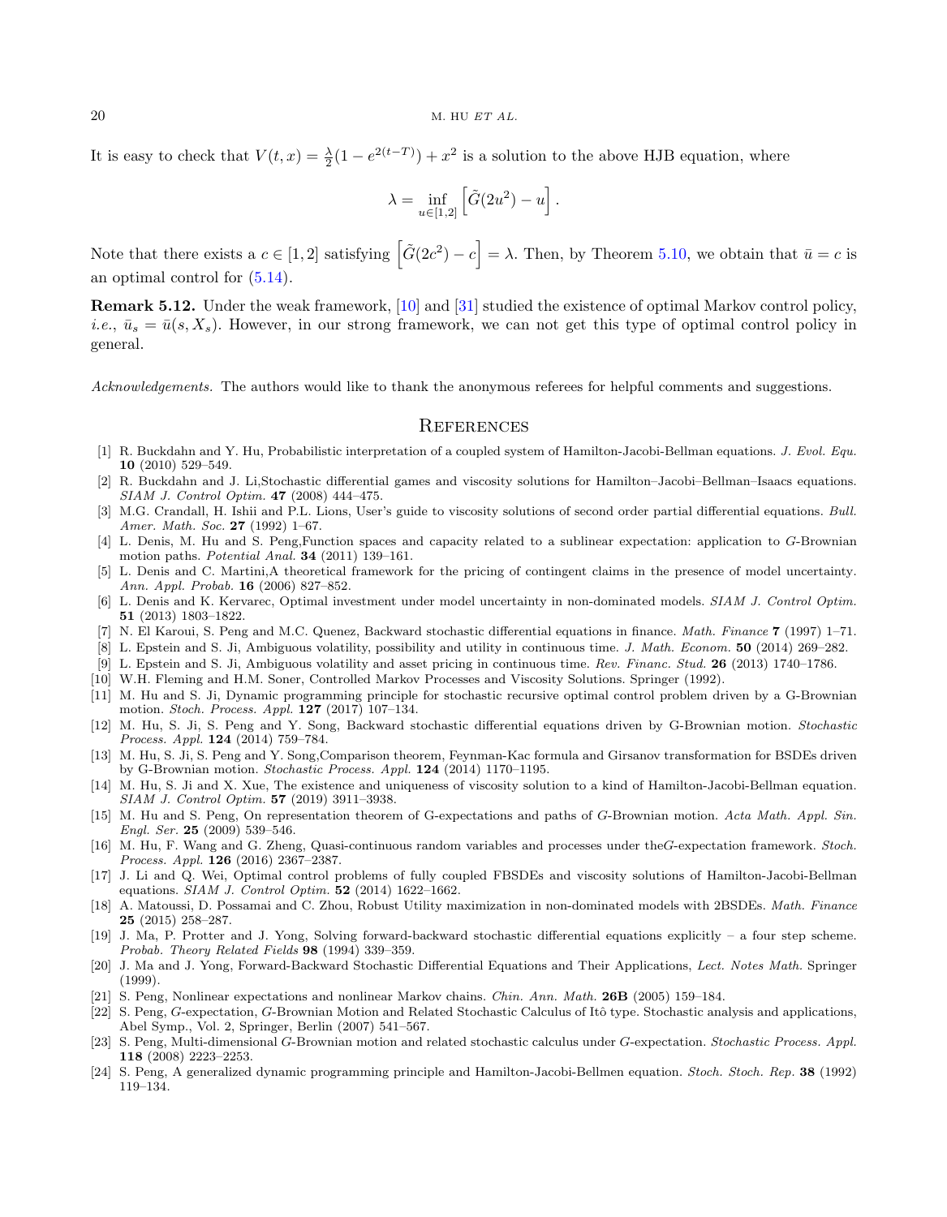It is easy to check that $V(t,x) = \frac{\lambda}{2}(1 - e^{2(t-T)}) + x^2$ is a solution to the above HJB equation, where

$$\lambda = \inf_{u \in [1,2]} \left[ \tilde{G}(2u^2) - u \right].$$

Note that there exists a $c \in [1,2]$ satisfying $\left[ \tilde{G}(2c^2) - c \right] = \lambda$. Then, by Theorem 5.10, we obtain that $\bar{u} = c$ is an optimal control for (5.14).

**Remark 5.12.** Under the weak framework, [10] and [31] studied the existence of optimal Markov control policy, *i.e.*, $\bar{u}_s = \bar{u}(s, X_s)$. However, in our strong framework, we can not get this type of optimal control policy in general.

*Acknowledgements.* The authors would like to thank the anonymous referees for helpful comments and suggestions.

## References

[1] R. Buckdahn and Y. Hu, Probabilistic interpretation of a coupled system of Hamilton-Jacobi-Bellman equations. *J. Evol. Equ.* **10** (2010) 529–549.

[2] R. Buckdahn and J. Li,Stochastic differential games and viscosity solutions for Hamilton–Jacobi–Bellman–Isaacs equations. *SIAM J. Control Optim.* **47** (2008) 444–475.

[3] M.G. Crandall, H. Ishii and P.L. Lions, User's guide to viscosity solutions of second order partial differential equations. *Bull. Amer. Math. Soc.* **27** (1992) 1–67.

[4] L. Denis, M. Hu and S. Peng,Function spaces and capacity related to a sublinear expectation: application to $G$-Brownian motion paths. *Potential Anal.* **34** (2011) 139–161.

[5] L. Denis and C. Martini,A theoretical framework for the pricing of contingent claims in the presence of model uncertainty. *Ann. Appl. Probab.* **16** (2006) 827–852.

[6] L. Denis and K. Kervarec, Optimal investment under model uncertainty in non-dominated models. *SIAM J. Control Optim.* **51** (2013) 1803–1822.

[7] N. El Karoui, S. Peng and M.C. Quenez, Backward stochastic differential equations in finance. *Math. Finance* **7** (1997) 1–71.

[8] L. Epstein and S. Ji, Ambiguous volatility, possibility and utility in continuous time. *J. Math. Econom.* **50** (2014) 269–282.

[9] L. Epstein and S. Ji, Ambiguous volatility and asset pricing in continuous time. *Rev. Financ. Stud.* **26** (2013) 1740–1786.

[10] W.H. Fleming and H.M. Soner, Controlled Markov Processes and Viscosity Solutions. Springer (1992).

[11] M. Hu and S. Ji, Dynamic programming principle for stochastic recursive optimal control problem driven by a G-Brownian motion. *Stoch. Process. Appl.* **127** (2017) 107–134.

[12] M. Hu, S. Ji, S. Peng and Y. Song, Backward stochastic differential equations driven by G-Brownian motion. *Stochastic Process. Appl.* **124** (2014) 759–784.

[13] M. Hu, S. Ji, S. Peng and Y. Song,Comparison theorem, Feynman-Kac formula and Girsanov transformation for BSDEs driven by G-Brownian motion. *Stochastic Process. Appl.* **124** (2014) 1170–1195.

[14] M. Hu, S. Ji and X. Xue, The existence and uniqueness of viscosity solution to a kind of Hamilton-Jacobi-Bellman equation. *SIAM J. Control Optim.* **57** (2019) 3911–3938.

[15] M. Hu and S. Peng, On representation theorem of G-expectations and paths of $G$-Brownian motion. *Acta Math. Appl. Sin. Engl. Ser.* **25** (2009) 539–546.

[16] M. Hu, F. Wang and G. Zheng, Quasi-continuous random variables and processes under the$G$-expectation framework. *Stoch. Process. Appl.* **126** (2016) 2367–2387.

[17] J. Li and Q. Wei, Optimal control problems of fully coupled FBSDEs and viscosity solutions of Hamilton-Jacobi-Bellman equations. *SIAM J. Control Optim.* **52** (2014) 1622–1662.

[18] A. Matoussi, D. Possamai and C. Zhou, Robust Utility maximization in non-dominated models with 2BSDEs. *Math. Finance* **25** (2015) 258–287.

[19] J. Ma, P. Protter and J. Yong, Solving forward-backward stochastic differential equations explicitly – a four step scheme. *Probab. Theory Related Fields* **98** (1994) 339–359.

[20] J. Ma and J. Yong, Forward-Backward Stochastic Differential Equations and Their Applications, *Lect. Notes Math.* Springer (1999).

[21] S. Peng, Nonlinear expectations and nonlinear Markov chains. *Chin. Ann. Math.* **26B** (2005) 159–184.

[22] S. Peng, $G$-expectation, $G$-Brownian Motion and Related Stochastic Calculus of Itô type. Stochastic analysis and applications, Abel Symp., Vol. 2, Springer, Berlin (2007) 541–567.

[23] S. Peng, Multi-dimensional $G$-Brownian motion and related stochastic calculus under $G$-expectation. *Stochastic Process. Appl.* **118** (2008) 2223–2253.

[24] S. Peng, A generalized dynamic programming principle and Hamilton-Jacobi-Bellmen equation. *Stoch. Stoch. Rep.* **38** (1992) 119–134.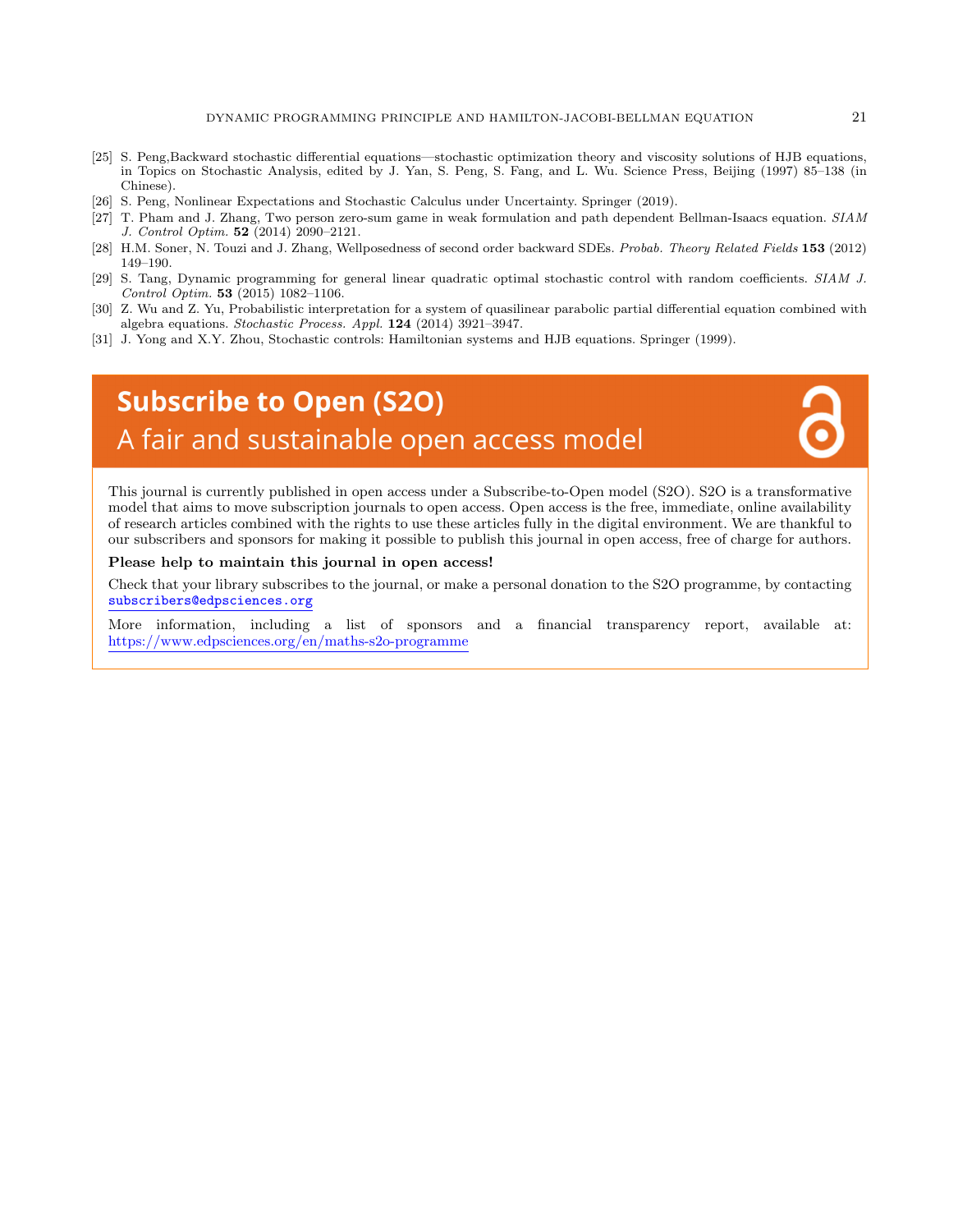[25] S. Peng,Backward stochastic differential equations—stochastic optimization theory and viscosity solutions of HJB equations, in Topics on Stochastic Analysis, edited by J. Yan, S. Peng, S. Fang, and L. Wu. Science Press, Beijing (1997) 85–138 (in Chinese).

[26] S. Peng, Nonlinear Expectations and Stochastic Calculus under Uncertainty. Springer (2019).

[27] T. Pham and J. Zhang, Two person zero-sum game in weak formulation and path dependent Bellman-Isaacs equation. *SIAM J. Control Optim.* **52** (2014) 2090–2121.

[28] H.M. Soner, N. Touzi and J. Zhang, Wellposedness of second order backward SDEs. *Probab. Theory Related Fields* **153** (2012) 149–190.

[29] S. Tang, Dynamic programming for general linear quadratic optimal stochastic control with random coefficients. *SIAM J. Control Optim.* **53** (2015) 1082–1106.

[30] Z. Wu and Z. Yu, Probabilistic interpretation for a system of quasilinear parabolic partial differential equation combined with algebra equations. *Stochastic Process. Appl.* **124** (2014) 3921–3947.

[31] J. Yong and X.Y. Zhou, Stochastic controls: Hamiltonian systems and HJB equations. Springer (1999).

## Subscribe to Open (S2O)

A fair and sustainable open access model

This journal is currently published in open access under a Subscribe-to-Open model (S2O). S2O is a transformative model that aims to move subscription journals to open access. Open access is the free, immediate, online availability of research articles combined with the rights to use these articles fully in the digital environment. We are thankful to our subscribers and sponsors for making it possible to publish this journal in open access, free of charge for authors.

**Please help to maintain this journal in open access!**

Check that your library subscribes to the journal, or make a personal donation to the S2O programme, by contacting subscribers@edpsciences.org

More information, including a list of sponsors and a financial transparency report, available at: https://www.edpsciences.org/en/maths-s2o-programme